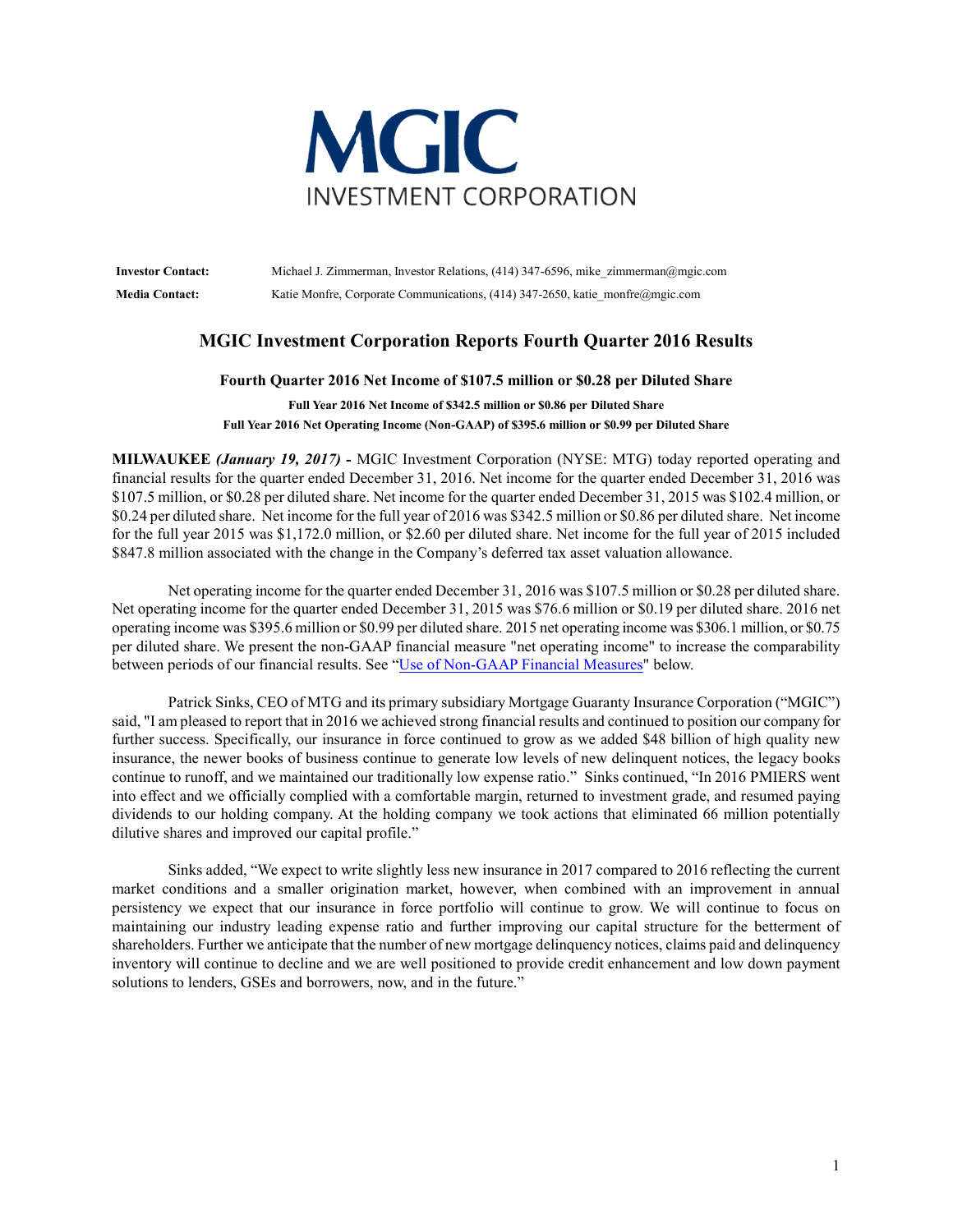MGIC

INVESTMENT CORPORATION

**Investor Contact:** Michael J. Zimmerman, Investor Relations, (414) 347-6596, mike_zimmerman@mgic.com

**Media Contact:** Katie Monfre, Corporate Communications, (414) 347-2650, katie_monfre@mgic.com

# MGIC Investment Corporation Reports Fourth Quarter 2016 Results

### Fourth Quarter 2016 Net Income of $107.5 million or $0.28 per Diluted Share

**Full Year 2016 Net Income of $342.5 million or $0.86 per Diluted Share**

**Full Year 2016 Net Operating Income (Non-GAAP) of $395.6 million or $0.99 per Diluted Share**

**MILWAUKEE** ***(January 19, 2017) -*** MGIC Investment Corporation (NYSE: MTG) today reported operating and financial results for the quarter ended December 31, 2016. Net income for the quarter ended December 31, 2016 was $107.5 million, or $0.28 per diluted share. Net income for the quarter ended December 31, 2015 was $102.4 million, or $0.24 per diluted share. Net income for the full year of 2016 was $342.5 million or $0.86 per diluted share. Net income for the full year 2015 was $1,172.0 million, or $2.60 per diluted share. Net income for the full year of 2015 included $847.8 million associated with the change in the Company's deferred tax asset valuation allowance.

Net operating income for the quarter ended December 31, 2016 was $107.5 million or $0.28 per diluted share. Net operating income for the quarter ended December 31, 2015 was $76.6 million or $0.19 per diluted share. 2016 net operating income was $395.6 million or $0.99 per diluted share. 2015 net operating income was $306.1 million, or $0.75 per diluted share. We present the non-GAAP financial measure "net operating income" to increase the comparability between periods of our financial results. See "Use of Non-GAAP Financial Measures" below.

Patrick Sinks, CEO of MTG and its primary subsidiary Mortgage Guaranty Insurance Corporation ("MGIC") said, "I am pleased to report that in 2016 we achieved strong financial results and continued to position our company for further success. Specifically, our insurance in force continued to grow as we added $48 billion of high quality new insurance, the newer books of business continue to generate low levels of new delinquent notices, the legacy books continue to runoff, and we maintained our traditionally low expense ratio." Sinks continued, "In 2016 PMIERS went into effect and we officially complied with a comfortable margin, returned to investment grade, and resumed paying dividends to our holding company. At the holding company we took actions that eliminated 66 million potentially dilutive shares and improved our capital profile."

Sinks added, "We expect to write slightly less new insurance in 2017 compared to 2016 reflecting the current market conditions and a smaller origination market, however, when combined with an improvement in annual persistency we expect that our insurance in force portfolio will continue to grow. We will continue to focus on maintaining our industry leading expense ratio and further improving our capital structure for the betterment of shareholders. Further we anticipate that the number of new mortgage delinquency notices, claims paid and delinquency inventory will continue to decline and we are well positioned to provide credit enhancement and low down payment solutions to lenders, GSEs and borrowers, now, and in the future."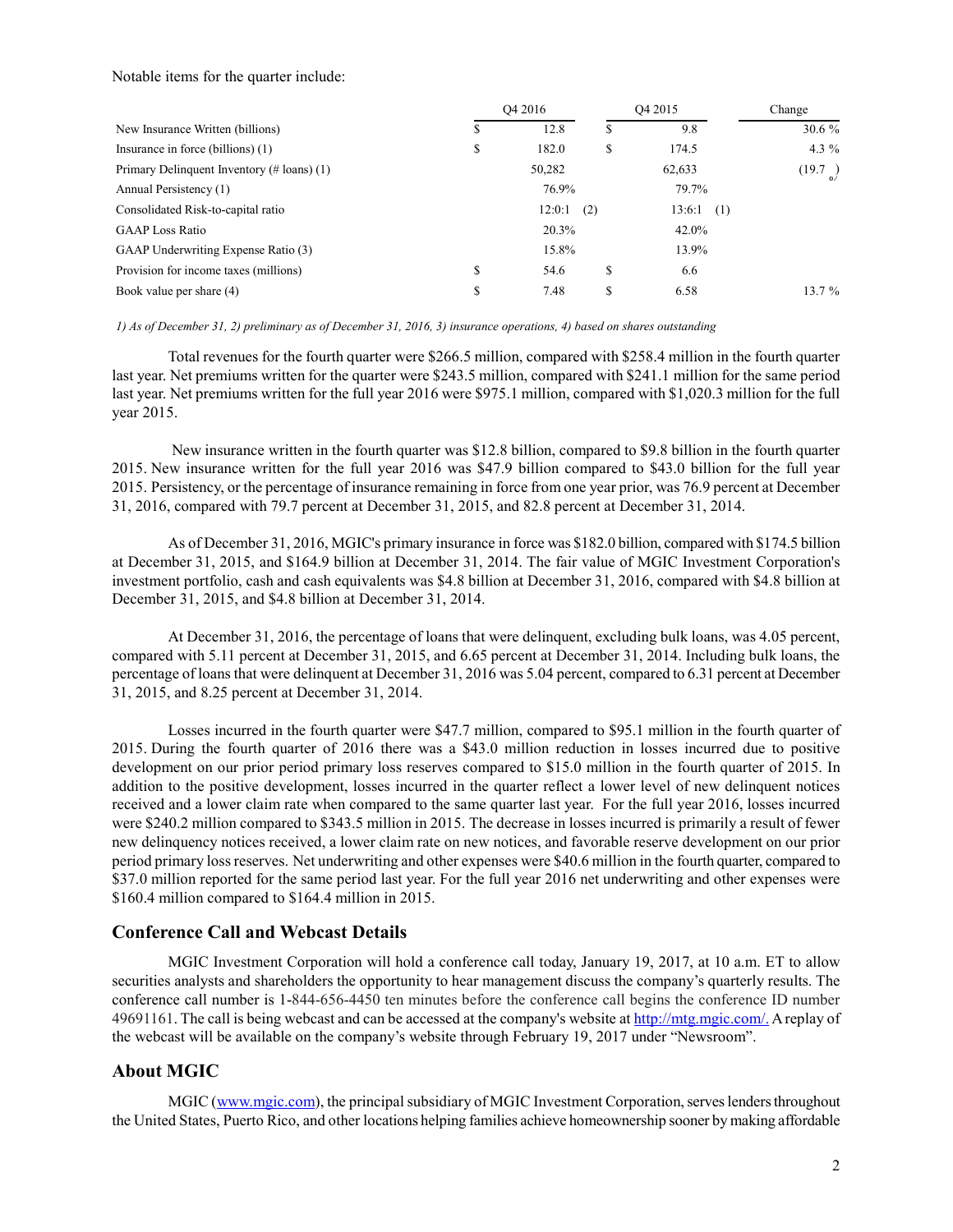Notable items for the quarter include:

| | Q4 2016 | Q4 2015 | Change |
|---|---|---|---|
| New Insurance Written (billions) | $ 12.8 | $ 9.8 | 30.6 % |
| Insurance in force (billions) (1) | $ 182.0 | $ 174.5 | 4.3 % |
| Primary Delinquent Inventory (# loans) (1) | 50,282 | 62,633 | (19.7 )% |
| Annual Persistency (1) | 76.9% | 79.7% | |
| Consolidated Risk-to-capital ratio | 12:0:1 (2) | 13:6:1 (1) | |
| GAAP Loss Ratio | 20.3% | 42.0% | |
| GAAP Underwriting Expense Ratio (3) | 15.8% | 13.9% | |
| Provision for income taxes (millions) | $ 54.6 | $ 6.6 | |
| Book value per share (4) | $ 7.48 | $ 6.58 | 13.7 % |

*1) As of December 31, 2) preliminary as of December 31, 2016, 3) insurance operations, 4) based on shares outstanding*

Total revenues for the fourth quarter were $266.5 million, compared with $258.4 million in the fourth quarter last year. Net premiums written for the quarter were $243.5 million, compared with $241.1 million for the same period last year. Net premiums written for the full year 2016 were $975.1 million, compared with $1,020.3 million for the full year 2015.

New insurance written in the fourth quarter was $12.8 billion, compared to $9.8 billion in the fourth quarter 2015. New insurance written for the full year 2016 was $47.9 billion compared to $43.0 billion for the full year 2015. Persistency, or the percentage of insurance remaining in force from one year prior, was 76.9 percent at December 31, 2016, compared with 79.7 percent at December 31, 2015, and 82.8 percent at December 31, 2014.

As of December 31, 2016, MGIC's primary insurance in force was $182.0 billion, compared with $174.5 billion at December 31, 2015, and $164.9 billion at December 31, 2014. The fair value of MGIC Investment Corporation's investment portfolio, cash and cash equivalents was $4.8 billion at December 31, 2016, compared with $4.8 billion at December 31, 2015, and $4.8 billion at December 31, 2014.

At December 31, 2016, the percentage of loans that were delinquent, excluding bulk loans, was 4.05 percent, compared with 5.11 percent at December 31, 2015, and 6.65 percent at December 31, 2014. Including bulk loans, the percentage of loans that were delinquent at December 31, 2016 was 5.04 percent, compared to 6.31 percent at December 31, 2015, and 8.25 percent at December 31, 2014.

Losses incurred in the fourth quarter were $47.7 million, compared to $95.1 million in the fourth quarter of 2015. During the fourth quarter of 2016 there was a $43.0 million reduction in losses incurred due to positive development on our prior period primary loss reserves compared to $15.0 million in the fourth quarter of 2015. In addition to the positive development, losses incurred in the quarter reflect a lower level of new delinquent notices received and a lower claim rate when compared to the same quarter last year. For the full year 2016, losses incurred were $240.2 million compared to $343.5 million in 2015. The decrease in losses incurred is primarily a result of fewer new delinquency notices received, a lower claim rate on new notices, and favorable reserve development on our prior period primary loss reserves. Net underwriting and other expenses were $40.6 million in the fourth quarter, compared to $37.0 million reported for the same period last year. For the full year 2016 net underwriting and other expenses were $160.4 million compared to $164.4 million in 2015.

## Conference Call and Webcast Details

MGIC Investment Corporation will hold a conference call today, January 19, 2017, at 10 a.m. ET to allow securities analysts and shareholders the opportunity to hear management discuss the company's quarterly results. The conference call number is 1-844-656-4450 ten minutes before the conference call begins the conference ID number 49691161. The call is being webcast and can be accessed at the company's website at http://mtg.mgic.com/. A replay of the webcast will be available on the company's website through February 19, 2017 under "Newsroom".

## About MGIC

MGIC (www.mgic.com), the principal subsidiary of MGIC Investment Corporation, serves lenders throughout the United States, Puerto Rico, and other locations helping families achieve homeownership sooner by making affordable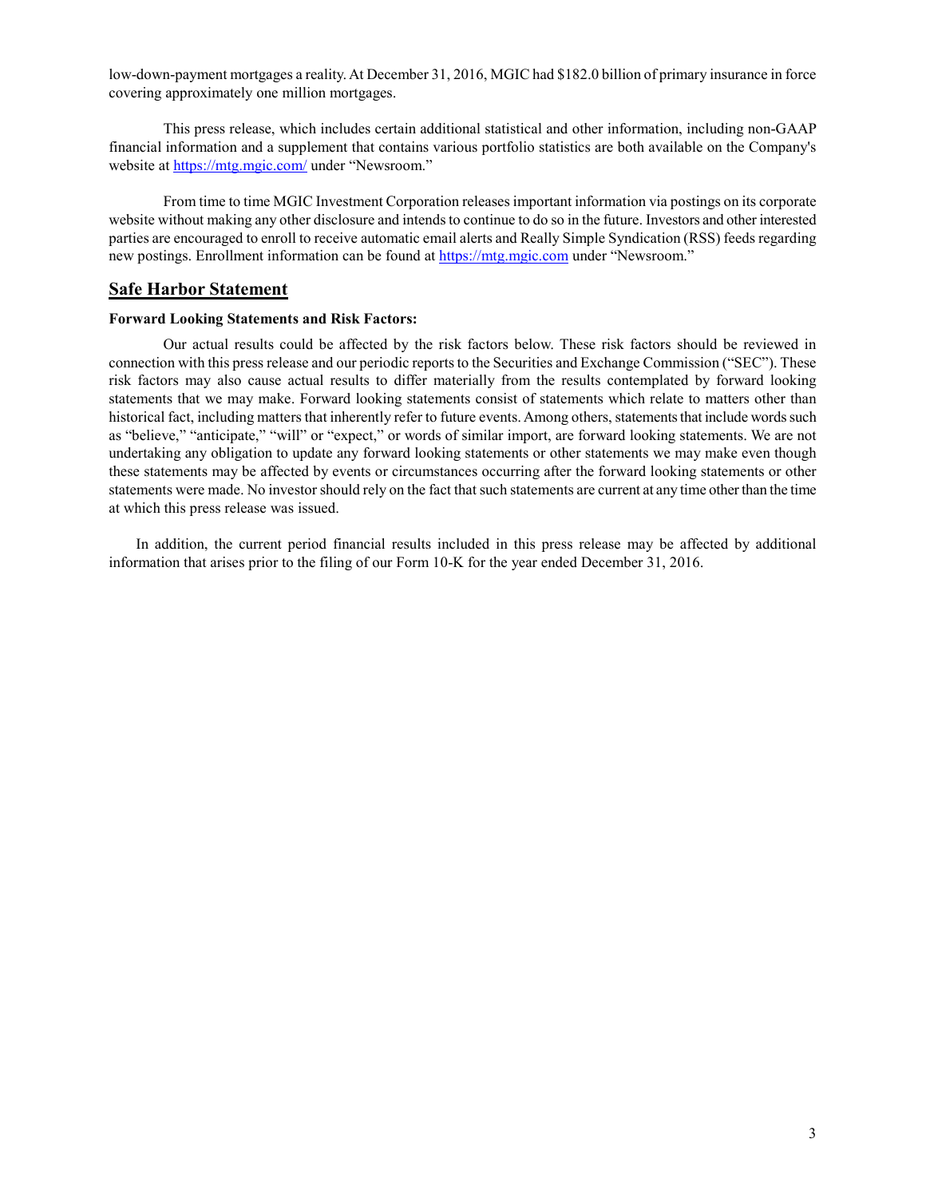low-down-payment mortgages a reality. At December 31, 2016, MGIC had $182.0 billion of primary insurance in force covering approximately one million mortgages.

This press release, which includes certain additional statistical and other information, including non-GAAP financial information and a supplement that contains various portfolio statistics are both available on the Company's website at https://mtg.mgic.com/ under "Newsroom."

From time to time MGIC Investment Corporation releases important information via postings on its corporate website without making any other disclosure and intends to continue to do so in the future. Investors and other interested parties are encouraged to enroll to receive automatic email alerts and Really Simple Syndication (RSS) feeds regarding new postings. Enrollment information can be found at https://mtg.mgic.com under "Newsroom."

## Safe Harbor Statement

**Forward Looking Statements and Risk Factors:**

Our actual results could be affected by the risk factors below. These risk factors should be reviewed in connection with this press release and our periodic reports to the Securities and Exchange Commission ("SEC"). These risk factors may also cause actual results to differ materially from the results contemplated by forward looking statements that we may make. Forward looking statements consist of statements which relate to matters other than historical fact, including matters that inherently refer to future events. Among others, statements that include words such as "believe," "anticipate," "will" or "expect," or words of similar import, are forward looking statements. We are not undertaking any obligation to update any forward looking statements or other statements we may make even though these statements may be affected by events or circumstances occurring after the forward looking statements or other statements were made. No investor should rely on the fact that such statements are current at any time other than the time at which this press release was issued.

In addition, the current period financial results included in this press release may be affected by additional information that arises prior to the filing of our Form 10-K for the year ended December 31, 2016.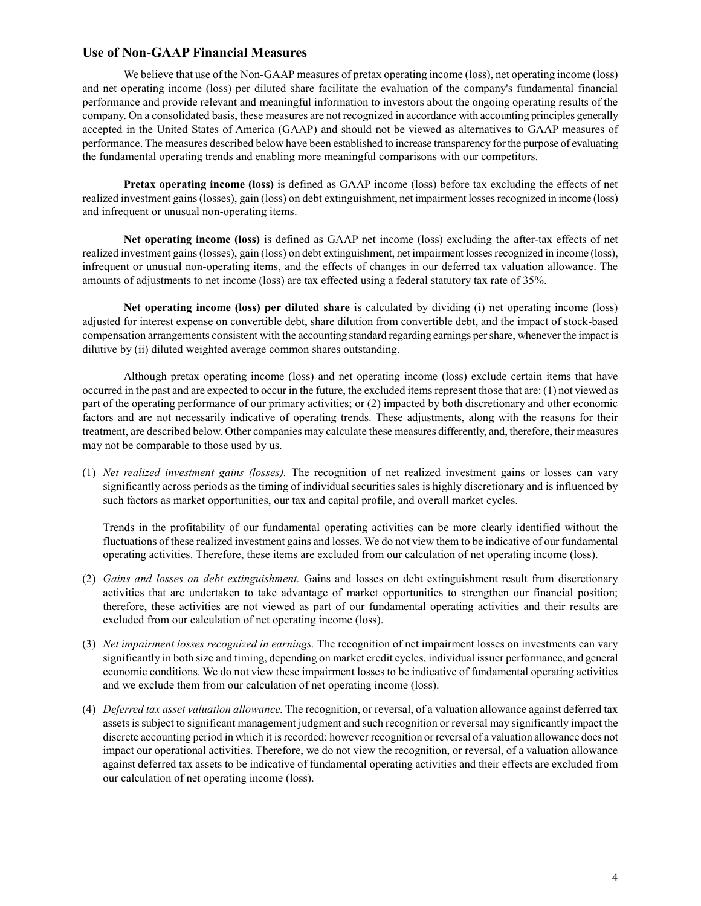## Use of Non-GAAP Financial Measures

We believe that use of the Non-GAAP measures of pretax operating income (loss), net operating income (loss) and net operating income (loss) per diluted share facilitate the evaluation of the company's fundamental financial performance and provide relevant and meaningful information to investors about the ongoing operating results of the company. On a consolidated basis, these measures are not recognized in accordance with accounting principles generally accepted in the United States of America (GAAP) and should not be viewed as alternatives to GAAP measures of performance. The measures described below have been established to increase transparency for the purpose of evaluating the fundamental operating trends and enabling more meaningful comparisons with our competitors.

**Pretax operating income (loss)** is defined as GAAP income (loss) before tax excluding the effects of net realized investment gains (losses), gain (loss) on debt extinguishment, net impairment losses recognized in income (loss) and infrequent or unusual non-operating items.

**Net operating income (loss)** is defined as GAAP net income (loss) excluding the after-tax effects of net realized investment gains (losses), gain (loss) on debt extinguishment, net impairment losses recognized in income (loss), infrequent or unusual non-operating items, and the effects of changes in our deferred tax valuation allowance. The amounts of adjustments to net income (loss) are tax effected using a federal statutory tax rate of 35%.

**Net operating income (loss) per diluted share** is calculated by dividing (i) net operating income (loss) adjusted for interest expense on convertible debt, share dilution from convertible debt, and the impact of stock-based compensation arrangements consistent with the accounting standard regarding earnings per share, whenever the impact is dilutive by (ii) diluted weighted average common shares outstanding.

Although pretax operating income (loss) and net operating income (loss) exclude certain items that have occurred in the past and are expected to occur in the future, the excluded items represent those that are: (1) not viewed as part of the operating performance of our primary activities; or (2) impacted by both discretionary and other economic factors and are not necessarily indicative of operating trends. These adjustments, along with the reasons for their treatment, are described below. Other companies may calculate these measures differently, and, therefore, their measures may not be comparable to those used by us.

(1) *Net realized investment gains (losses).* The recognition of net realized investment gains or losses can vary significantly across periods as the timing of individual securities sales is highly discretionary and is influenced by such factors as market opportunities, our tax and capital profile, and overall market cycles.

    Trends in the profitability of our fundamental operating activities can be more clearly identified without the fluctuations of these realized investment gains and losses. We do not view them to be indicative of our fundamental operating activities. Therefore, these items are excluded from our calculation of net operating income (loss).

(2) *Gains and losses on debt extinguishment.* Gains and losses on debt extinguishment result from discretionary activities that are undertaken to take advantage of market opportunities to strengthen our financial position; therefore, these activities are not viewed as part of our fundamental operating activities and their results are excluded from our calculation of net operating income (loss).

(3) *Net impairment losses recognized in earnings.* The recognition of net impairment losses on investments can vary significantly in both size and timing, depending on market credit cycles, individual issuer performance, and general economic conditions. We do not view these impairment losses to be indicative of fundamental operating activities and we exclude them from our calculation of net operating income (loss).

(4) *Deferred tax asset valuation allowance.* The recognition, or reversal, of a valuation allowance against deferred tax assets is subject to significant management judgment and such recognition or reversal may significantly impact the discrete accounting period in which it is recorded; however recognition or reversal of a valuation allowance does not impact our operational activities. Therefore, we do not view the recognition, or reversal, of a valuation allowance against deferred tax assets to be indicative of fundamental operating activities and their effects are excluded from our calculation of net operating income (loss).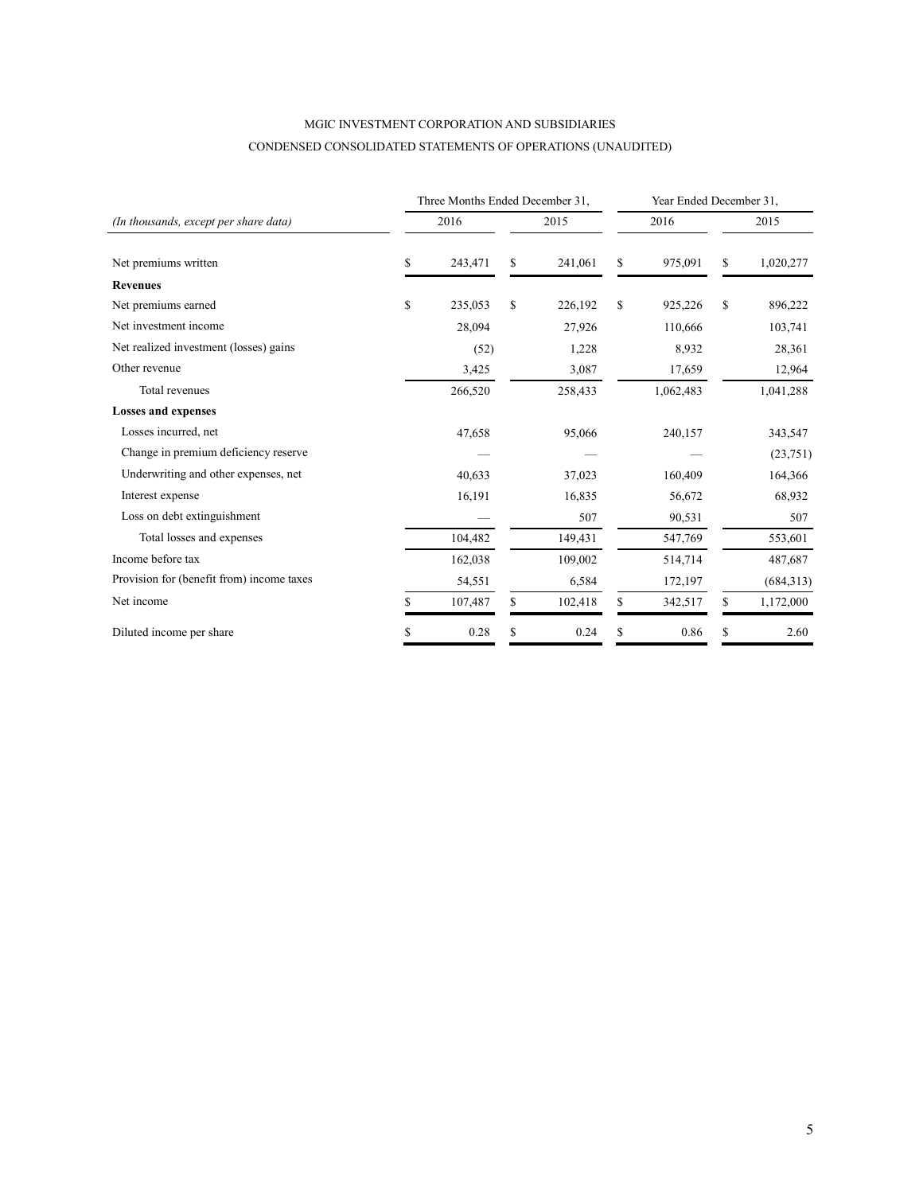MGIC INVESTMENT CORPORATION AND SUBSIDIARIES

CONDENSED CONSOLIDATED STATEMENTS OF OPERATIONS (UNAUDITED)

| *(In thousands, except per share data)* | Three Months Ended December 31, | | Year Ended December 31, | |
|---|---|---|---|---|
| | 2016 | 2015 | 2016 | 2015 |
| Net premiums written | $ 243,471 | $ 241,061 | $ 975,091 | $ 1,020,277 |
| **Revenues** | | | | |
| Net premiums earned | $ 235,053 | $ 226,192 | $ 925,226 | $ 896,222 |
| Net investment income | 28,094 | 27,926 | 110,666 | 103,741 |
| Net realized investment (losses) gains | (52) | 1,228 | 8,932 | 28,361 |
| Other revenue | 3,425 | 3,087 | 17,659 | 12,964 |
| Total revenues | 266,520 | 258,433 | 1,062,483 | 1,041,288 |
| **Losses and expenses** | | | | |
| Losses incurred, net | 47,658 | 95,066 | 240,157 | 343,547 |
| Change in premium deficiency reserve | — | — | — | (23,751) |
| Underwriting and other expenses, net | 40,633 | 37,023 | 160,409 | 164,366 |
| Interest expense | 16,191 | 16,835 | 56,672 | 68,932 |
| Loss on debt extinguishment | — | 507 | 90,531 | 507 |
| Total losses and expenses | 104,482 | 149,431 | 547,769 | 553,601 |
| Income before tax | 162,038 | 109,002 | 514,714 | 487,687 |
| Provision for (benefit from) income taxes | 54,551 | 6,584 | 172,197 | (684,313) |
| Net income | $ 107,487 | $ 102,418 | $ 342,517 | $ 1,172,000 |
| Diluted income per share | $ 0.28 | $ 0.24 | $ 0.86 | $ 2.60 |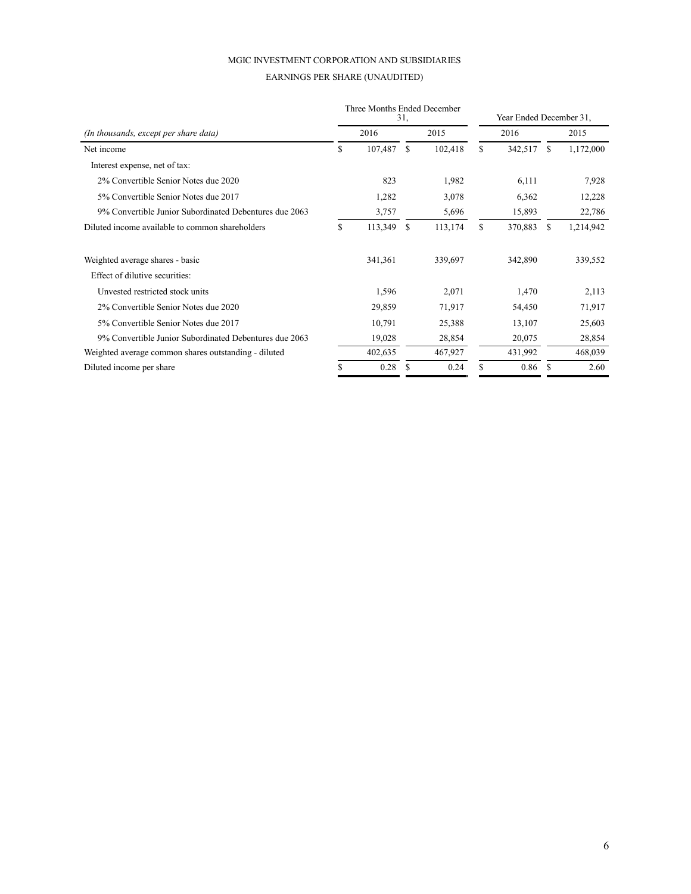MGIC INVESTMENT CORPORATION AND SUBSIDIARIES

EARNINGS PER SHARE (UNAUDITED)

| | Three Months Ended December 31, | | Year Ended December 31, | |
|---|---|---|---|---|
| *(In thousands, except per share data)* | 2016 | 2015 | 2016 | 2015 |
| Net income | $ 107,487 | $ 102,418 | $ 342,517 | $ 1,172,000 |
| Interest expense, net of tax: | | | | |
| 2% Convertible Senior Notes due 2020 | 823 | 1,982 | 6,111 | 7,928 |
| 5% Convertible Senior Notes due 2017 | 1,282 | 3,078 | 6,362 | 12,228 |
| 9% Convertible Junior Subordinated Debentures due 2063 | 3,757 | 5,696 | 15,893 | 22,786 |
| Diluted income available to common shareholders | $ 113,349 | $ 113,174 | $ 370,883 | $ 1,214,942 |
| | | | | |
| Weighted average shares - basic | 341,361 | 339,697 | 342,890 | 339,552 |
| Effect of dilutive securities: | | | | |
| Unvested restricted stock units | 1,596 | 2,071 | 1,470 | 2,113 |
| 2% Convertible Senior Notes due 2020 | 29,859 | 71,917 | 54,450 | 71,917 |
| 5% Convertible Senior Notes due 2017 | 10,791 | 25,388 | 13,107 | 25,603 |
| 9% Convertible Junior Subordinated Debentures due 2063 | 19,028 | 28,854 | 20,075 | 28,854 |
| Weighted average common shares outstanding - diluted | 402,635 | 467,927 | 431,992 | 468,039 |
| Diluted income per share | $ 0.28 | $ 0.24 | $ 0.86 | $ 2.60 |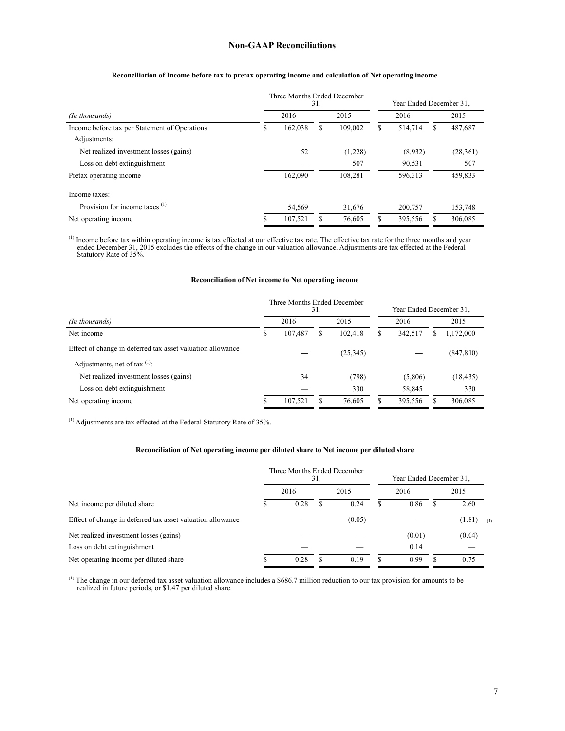## Non-GAAP Reconciliations

### Reconciliation of Income before tax to pretax operating income and calculation of Net operating income

| *(In thousands)* | Three Months Ended December 31, | | Year Ended December 31, | |
|---|---|---|---|---|
| | 2016 | 2015 | 2016 | 2015 |
| Income before tax per Statement of Operations | $ 162,038 | $ 109,002 | $ 514,714 | $ 487,687 |
| Adjustments: | | | | |
| Net realized investment losses (gains) | 52 | (1,228) | (8,932) | (28,361) |
| Loss on debt extinguishment | — | 507 | 90,531 | 507 |
| Pretax operating income | 162,090 | 108,281 | 596,313 | 459,833 |
| Income taxes: | | | | |
| Provision for income taxes [(1)] | 54,569 | 31,676 | 200,757 | 153,748 |
| Net operating income | $ 107,521 | $ 76,605 | $ 395,556 | $ 306,085 |

[(1)] Income before tax within operating income is tax effected at our effective tax rate. The effective tax rate for the three months and year ended December 31, 2015 excludes the effects of the change in our valuation allowance. Adjustments are tax effected at the Federal Statutory Rate of 35%.

### Reconciliation of Net income to Net operating income

| *(In thousands)* | Three Months Ended December 31, | | Year Ended December 31, | |
|---|---|---|---|---|
| | 2016 | 2015 | 2016 | 2015 |
| Net income | $ 107,487 | $ 102,418 | $ 342,517 | $ 1,172,000 |
| Effect of change in deferred tax asset valuation allowance | — | (25,345) | — | (847,810) |
| Adjustments, net of tax [(1)]: | | | | |
| Net realized investment losses (gains) | 34 | (798) | (5,806) | (18,435) |
| Loss on debt extinguishment | — | 330 | 58,845 | 330 |
| Net operating income | $ 107,521 | $ 76,605 | $ 395,556 | $ 306,085 |

[(1)] Adjustments are tax effected at the Federal Statutory Rate of 35%.

### Reconciliation of Net operating income per diluted share to Net income per diluted share

| | Three Months Ended December 31, | | Year Ended December 31, | |
|---|---|---|---|---|
| | 2016 | 2015 | 2016 | 2015 |
| Net income per diluted share | $ 0.28 | $ 0.24 | $ 0.86 | $ 2.60 |
| Effect of change in deferred tax asset valuation allowance | — | (0.05) | — | (1.81) [(1)] |
| Net realized investment losses (gains) | — | — | (0.01) | (0.04) |
| Loss on debt extinguishment | — | — | 0.14 | — |
| Net operating income per diluted share | $ 0.28 | $ 0.19 | $ 0.99 | $ 0.75 |

[(1)] The change in our deferred tax asset valuation allowance includes a $686.7 million reduction to our tax provision for amounts to be realized in future periods, or $1.47 per diluted share.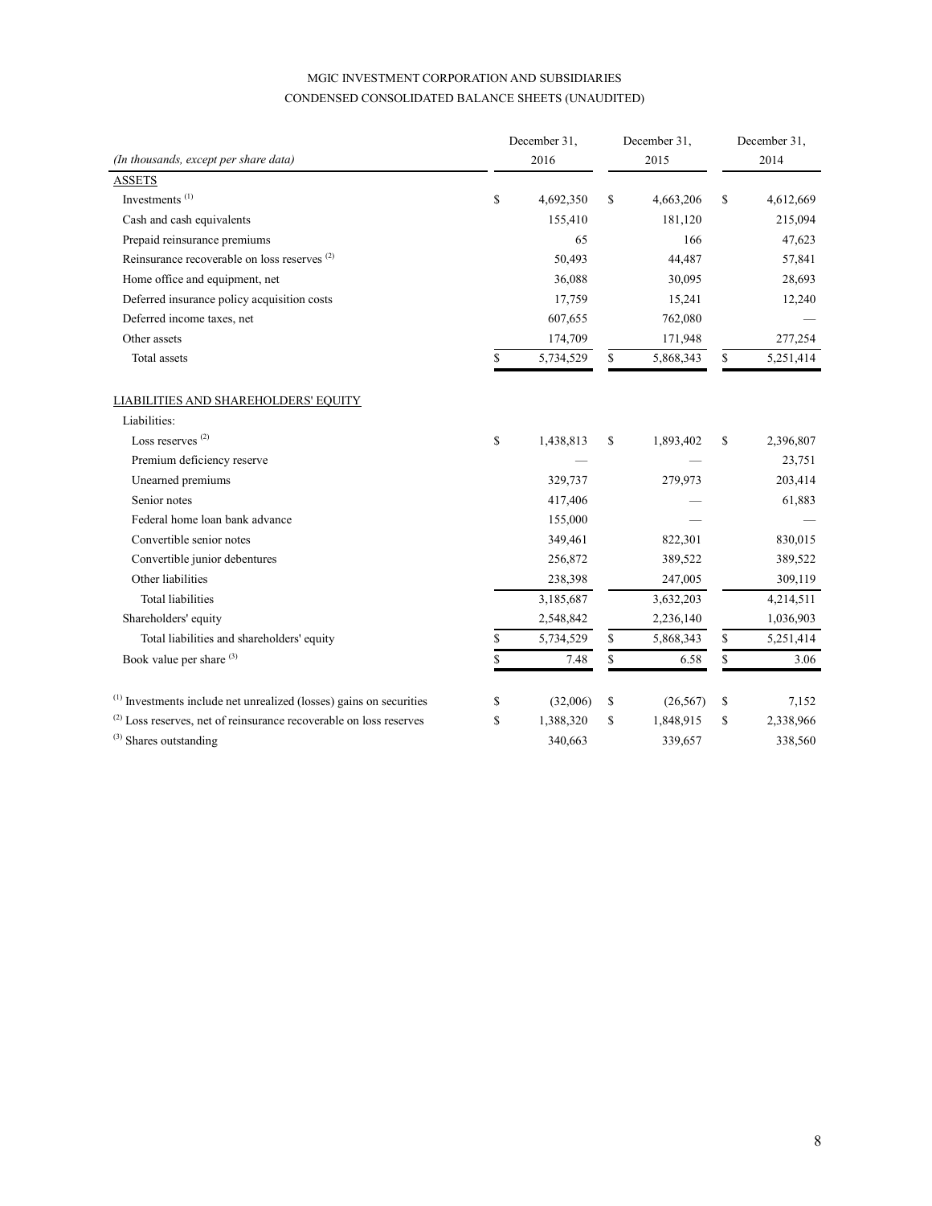MGIC INVESTMENT CORPORATION AND SUBSIDIARIES

CONDENSED CONSOLIDATED BALANCE SHEETS (UNAUDITED)

| *(In thousands, except per share data)* | December 31, 2016 | December 31, 2015 | December 31, 2014 |
|---|---|---|---|
| ASSETS | | | |
| Investments [(1)] | $ 4,692,350 | $ 4,663,206 | $ 4,612,669 |
| Cash and cash equivalents | 155,410 | 181,120 | 215,094 |
| Prepaid reinsurance premiums | 65 | 166 | 47,623 |
| Reinsurance recoverable on loss reserves [(2)] | 50,493 | 44,487 | 57,841 |
| Home office and equipment, net | 36,088 | 30,095 | 28,693 |
| Deferred insurance policy acquisition costs | 17,759 | 15,241 | 12,240 |
| Deferred income taxes, net | 607,655 | 762,080 | — |
| Other assets | 174,709 | 171,948 | 277,254 |
| Total assets | $ 5,734,529 | $ 5,868,343 | $ 5,251,414 |
| LIABILITIES AND SHAREHOLDERS' EQUITY | | | |
| Liabilities: | | | |
| Loss reserves [(2)] | $ 1,438,813 | $ 1,893,402 | $ 2,396,807 |
| Premium deficiency reserve | — | — | 23,751 |
| Unearned premiums | 329,737 | 279,973 | 203,414 |
| Senior notes | 417,406 | — | 61,883 |
| Federal home loan bank advance | 155,000 | — | — |
| Convertible senior notes | 349,461 | 822,301 | 830,015 |
| Convertible junior debentures | 256,872 | 389,522 | 389,522 |
| Other liabilities | 238,398 | 247,005 | 309,119 |
| Total liabilities | 3,185,687 | 3,632,203 | 4,214,511 |
| Shareholders' equity | 2,548,842 | 2,236,140 | 1,036,903 |
| Total liabilities and shareholders' equity | $ 5,734,529 | $ 5,868,343 | $ 5,251,414 |
| Book value per share [(3)] | $ 7.48 | $ 6.58 | $ 3.06 |
| | | | |
| [(1)] Investments include net unrealized (losses) gains on securities | $ (32,006) | $ (26,567) | $ 7,152 |
| [(2)] Loss reserves, net of reinsurance recoverable on loss reserves | $ 1,388,320 | $ 1,848,915 | $ 2,338,966 |
| [(3)] Shares outstanding | 340,663 | 339,657 | 338,560 |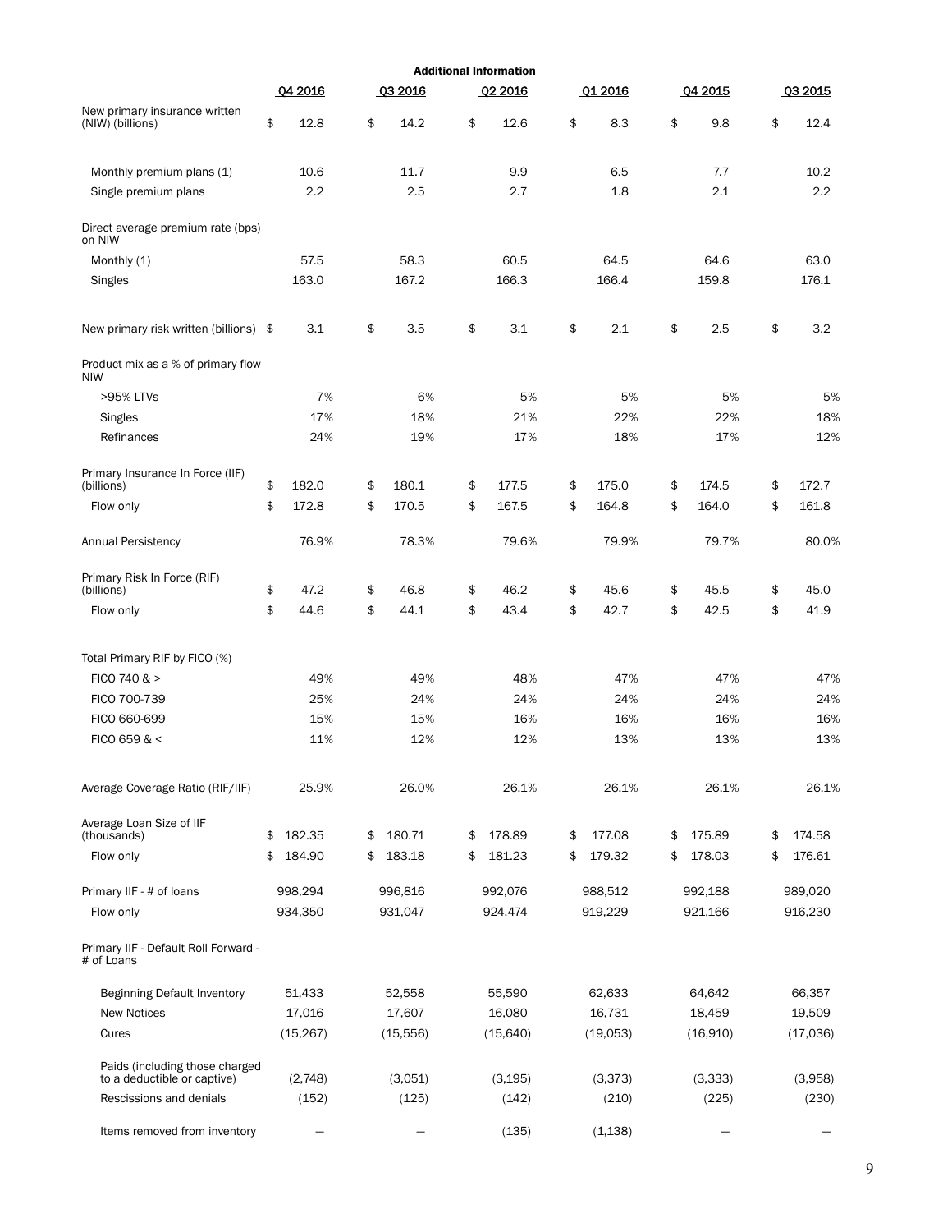**Additional Information**

| | Q4 2016 | Q3 2016 | Q2 2016 | Q1 2016 | Q4 2015 | Q3 2015 |
|---|---|---|---|---|---|---|
| New primary insurance written (NIW) (billions) | $ 12.8 | $ 14.2 | $ 12.6 | $ 8.3 | $ 9.8 | $ 12.4 |
| Monthly premium plans (1) | 10.6 | 11.7 | 9.9 | 6.5 | 7.7 | 10.2 |
| Single premium plans | 2.2 | 2.5 | 2.7 | 1.8 | 2.1 | 2.2 |
| Direct average premium rate (bps) on NIW | | | | | | |
| Monthly (1) | 57.5 | 58.3 | 60.5 | 64.5 | 64.6 | 63.0 |
| Singles | 163.0 | 167.2 | 166.3 | 166.4 | 159.8 | 176.1 |
| New primary risk written (billions) | $ 3.1 | $ 3.5 | $ 3.1 | $ 2.1 | $ 2.5 | $ 3.2 |
| Product mix as a % of primary flow NIW | | | | | | |
| >95% LTVs | 7% | 6% | 5% | 5% | 5% | 5% |
| Singles | 17% | 18% | 21% | 22% | 22% | 18% |
| Refinances | 24% | 19% | 17% | 18% | 17% | 12% |
| Primary Insurance In Force (IIF) (billions) | $ 182.0 | $ 180.1 | $ 177.5 | $ 175.0 | $ 174.5 | $ 172.7 |
| Flow only | $ 172.8 | $ 170.5 | $ 167.5 | $ 164.8 | $ 164.0 | $ 161.8 |
| Annual Persistency | 76.9% | 78.3% | 79.6% | 79.9% | 79.7% | 80.0% |
| Primary Risk In Force (RIF) (billions) | $ 47.2 | $ 46.8 | $ 46.2 | $ 45.6 | $ 45.5 | $ 45.0 |
| Flow only | $ 44.6 | $ 44.1 | $ 43.4 | $ 42.7 | $ 42.5 | $ 41.9 |
| Total Primary RIF by FICO (%) | | | | | | |
| FICO 740 & > | 49% | 49% | 48% | 47% | 47% | 47% |
| FICO 700-739 | 25% | 24% | 24% | 24% | 24% | 24% |
| FICO 660-699 | 15% | 15% | 16% | 16% | 16% | 16% |
| FICO 659 & < | 11% | 12% | 12% | 13% | 13% | 13% |
| Average Coverage Ratio (RIF/IIF) | 25.9% | 26.0% | 26.1% | 26.1% | 26.1% | 26.1% |
| Average Loan Size of IIF (thousands) | $ 182.35 | $ 180.71 | $ 178.89 | $ 177.08 | $ 175.89 | $ 174.58 |
| Flow only | $ 184.90 | $ 183.18 | $ 181.23 | $ 179.32 | $ 178.03 | $ 176.61 |
| Primary IIF - # of loans | 998,294 | 996,816 | 992,076 | 988,512 | 992,188 | 989,020 |
| Flow only | 934,350 | 931,047 | 924,474 | 919,229 | 921,166 | 916,230 |
| Primary IIF - Default Roll Forward - # of Loans | | | | | | |
| Beginning Default Inventory | 51,433 | 52,558 | 55,590 | 62,633 | 64,642 | 66,357 |
| New Notices | 17,016 | 17,607 | 16,080 | 16,731 | 18,459 | 19,509 |
| Cures | (15,267) | (15,556) | (15,640) | (19,053) | (16,910) | (17,036) |
| Paids (including those charged to a deductible or captive) | (2,748) | (3,051) | (3,195) | (3,373) | (3,333) | (3,958) |
| Rescissions and denials | (152) | (125) | (142) | (210) | (225) | (230) |
| Items removed from inventory | — | — | (135) | (1,138) | — | — |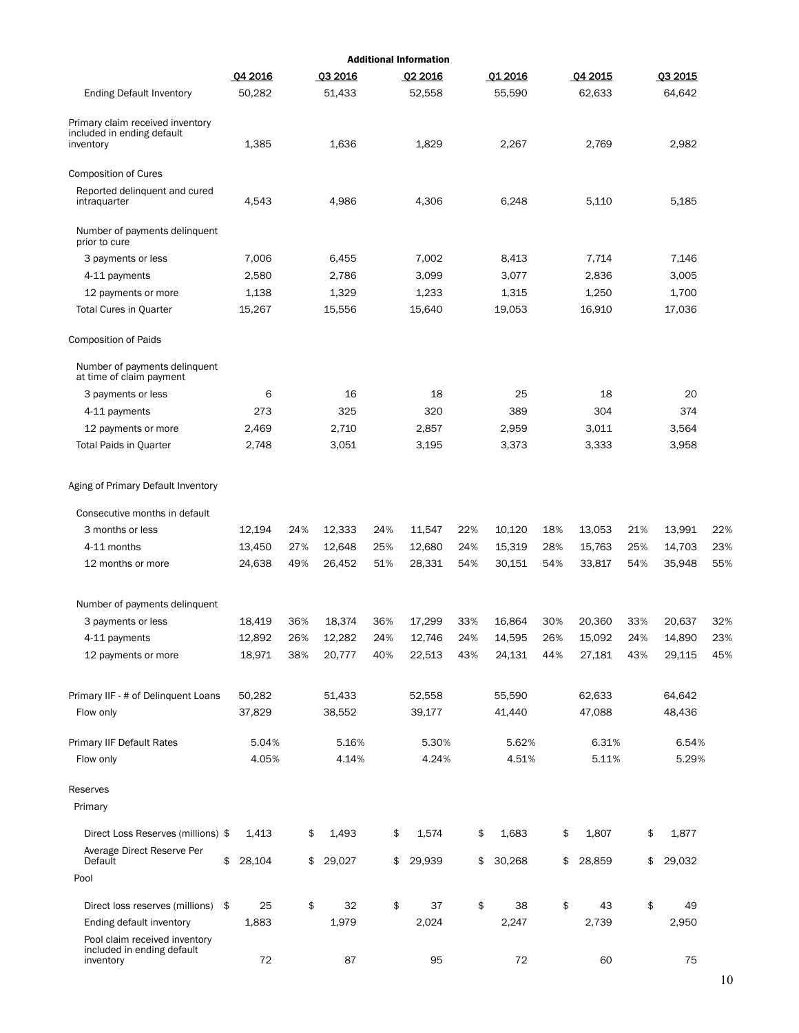**Additional Information**

| | Q4 2016 | | Q3 2016 | | Q2 2016 | | Q1 2016 | | Q4 2015 | | Q3 2015 | |
|---|---|---|---|---|---|---|---|---|---|---|---|---|
| Ending Default Inventory | 50,282 | | 51,433 | | 52,558 | | 55,590 | | 62,633 | | 64,642 | |
| Primary claim received inventory included in ending default inventory | 1,385 | | 1,636 | | 1,829 | | 2,267 | | 2,769 | | 2,982 | |
| Composition of Cures | | | | | | | | | | | | |
| Reported delinquent and cured intraquarter | 4,543 | | 4,986 | | 4,306 | | 6,248 | | 5,110 | | 5,185 | |
| Number of payments delinquent prior to cure | | | | | | | | | | | | |
| 3 payments or less | 7,006 | | 6,455 | | 7,002 | | 8,413 | | 7,714 | | 7,146 | |
| 4-11 payments | 2,580 | | 2,786 | | 3,099 | | 3,077 | | 2,836 | | 3,005 | |
| 12 payments or more | 1,138 | | 1,329 | | 1,233 | | 1,315 | | 1,250 | | 1,700 | |
| Total Cures in Quarter | 15,267 | | 15,556 | | 15,640 | | 19,053 | | 16,910 | | 17,036 | |
| Composition of Paids | | | | | | | | | | | | |
| Number of payments delinquent at time of claim payment | | | | | | | | | | | | |
| 3 payments or less | 6 | | 16 | | 18 | | 25 | | 18 | | 20 | |
| 4-11 payments | 273 | | 325 | | 320 | | 389 | | 304 | | 374 | |
| 12 payments or more | 2,469 | | 2,710 | | 2,857 | | 2,959 | | 3,011 | | 3,564 | |
| Total Paids in Quarter | 2,748 | | 3,051 | | 3,195 | | 3,373 | | 3,333 | | 3,958 | |
| Aging of Primary Default Inventory | | | | | | | | | | | | |
| Consecutive months in default | | | | | | | | | | | | |
| 3 months or less | 12,194 | 24% | 12,333 | 24% | 11,547 | 22% | 10,120 | 18% | 13,053 | 21% | 13,991 | 22% |
| 4-11 months | 13,450 | 27% | 12,648 | 25% | 12,680 | 24% | 15,319 | 28% | 15,763 | 25% | 14,703 | 23% |
| 12 months or more | 24,638 | 49% | 26,452 | 51% | 28,331 | 54% | 30,151 | 54% | 33,817 | 54% | 35,948 | 55% |
| Number of payments delinquent | | | | | | | | | | | | |
| 3 payments or less | 18,419 | 36% | 18,374 | 36% | 17,299 | 33% | 16,864 | 30% | 20,360 | 33% | 20,637 | 32% |
| 4-11 payments | 12,892 | 26% | 12,282 | 24% | 12,746 | 24% | 14,595 | 26% | 15,092 | 24% | 14,890 | 23% |
| 12 payments or more | 18,971 | 38% | 20,777 | 40% | 22,513 | 43% | 24,131 | 44% | 27,181 | 43% | 29,115 | 45% |
| Primary IIF - # of Delinquent Loans | 50,282 | | 51,433 | | 52,558 | | 55,590 | | 62,633 | | 64,642 | |
| Flow only | 37,829 | | 38,552 | | 39,177 | | 41,440 | | 47,088 | | 48,436 | |
| Primary IIF Default Rates | 5.04% | | 5.16% | | 5.30% | | 5.62% | | 6.31% | | 6.54% | |
| Flow only | 4.05% | | 4.14% | | 4.24% | | 4.51% | | 5.11% | | 5.29% | |
| Reserves | | | | | | | | | | | | |
| Primary | | | | | | | | | | | | |
| Direct Loss Reserves (millions) | $ 1,413 | | $ 1,493 | | $ 1,574 | | $ 1,683 | | $ 1,807 | | $ 1,877 | |
| Average Direct Reserve Per Default | $ 28,104 | | $ 29,027 | | $ 29,939 | | $ 30,268 | | $ 28,859 | | $ 29,032 | |
| Pool | | | | | | | | | | | | |
| Direct loss reserves (millions) | $ 25 | | $ 32 | | $ 37 | | $ 38 | | $ 43 | | $ 49 | |
| Ending default inventory | 1,883 | | 1,979 | | 2,024 | | 2,247 | | 2,739 | | 2,950 | |
| Pool claim received inventory included in ending default inventory | 72 | | 87 | | 95 | | 72 | | 60 | | 75 | |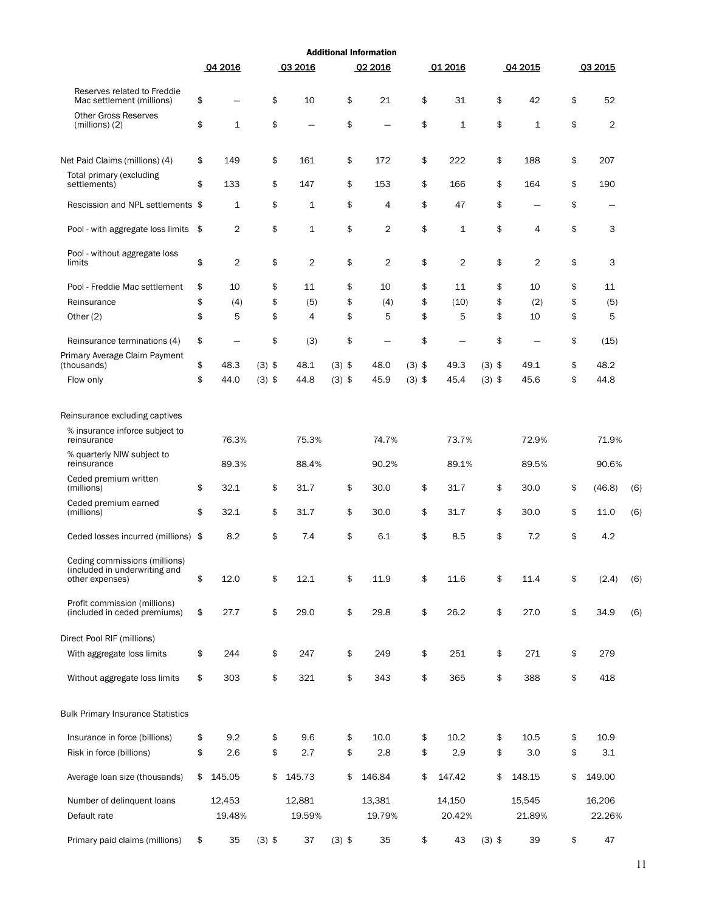**Additional Information**

| | Q4 2016 | Q3 2016 | Q2 2016 | Q1 2016 | Q4 2015 | Q3 2015 | |
|---|---|---|---|---|---|---|---|
| Reserves related to Freddie Mac settlement (millions) | $ — | $ 10 | $ 21 | $ 31 | $ 42 | $ 52 | |
| Other Gross Reserves (millions) (2) | $ 1 | $ — | $ — | $ 1 | $ 1 | $ 2 | |
| Net Paid Claims (millions) (4) | $ 149 | $ 161 | $ 172 | $ 222 | $ 188 | $ 207 | |
| Total primary (excluding settlements) | $ 133 | $ 147 | $ 153 | $ 166 | $ 164 | $ 190 | |
| Rescission and NPL settlements | $ 1 | $ 1 | $ 4 | $ 47 | $ — | $ — | |
| Pool - with aggregate loss limits | $ 2 | $ 1 | $ 2 | $ 1 | $ 4 | $ 3 | |
| Pool - without aggregate loss limits | $ 2 | $ 2 | $ 2 | $ 2 | $ 2 | $ 3 | |
| Pool - Freddie Mac settlement | $ 10 | $ 11 | $ 10 | $ 11 | $ 10 | $ 11 | |
| Reinsurance | $ (4) | $ (5) | $ (4) | $ (10) | $ (2) | $ (5) | |
| Other (2) | $ 5 | $ 4 | $ 5 | $ 5 | $ 10 | $ 5 | |
| Reinsurance terminations (4) | $ — | $ (3) | $ — | $ — | $ — | $ (15) | |
| Primary Average Claim Payment (thousands) | $ 48.3 (3) | $ 48.1 (3) | $ 48.0 (3) | $ 49.3 (3) | $ 49.1 | $ 48.2 | |
| Flow only | $ 44.0 (3) | $ 44.8 (3) | $ 45.9 (3) | $ 45.4 (3) | $ 45.6 | $ 44.8 | |
| Reinsurance excluding captives | | | | | | | |
| % insurance inforce subject to reinsurance | 76.3% | 75.3% | 74.7% | 73.7% | 72.9% | 71.9% | |
| % quarterly NIW subject to reinsurance | 89.3% | 88.4% | 90.2% | 89.1% | 89.5% | 90.6% | |
| Ceded premium written (millions) | $ 32.1 | $ 31.7 | $ 30.0 | $ 31.7 | $ 30.0 | $ (46.8) | (6) |
| Ceded premium earned (millions) | $ 32.1 | $ 31.7 | $ 30.0 | $ 31.7 | $ 30.0 | $ 11.0 | (6) |
| Ceded losses incurred (millions) | $ 8.2 | $ 7.4 | $ 6.1 | $ 8.5 | $ 7.2 | $ 4.2 | |
| Ceding commissions (millions) (included in underwriting and other expenses) | $ 12.0 | $ 12.1 | $ 11.9 | $ 11.6 | $ 11.4 | $ (2.4) | (6) |
| Profit commission (millions) (included in ceded premiums) | $ 27.7 | $ 29.0 | $ 29.8 | $ 26.2 | $ 27.0 | $ 34.9 | (6) |
| Direct Pool RIF (millions) | | | | | | | |
| With aggregate loss limits | $ 244 | $ 247 | $ 249 | $ 251 | $ 271 | $ 279 | |
| Without aggregate loss limits | $ 303 | $ 321 | $ 343 | $ 365 | $ 388 | $ 418 | |
| Bulk Primary Insurance Statistics | | | | | | | |
| Insurance in force (billions) | $ 9.2 | $ 9.6 | $ 10.0 | $ 10.2 | $ 10.5 | $ 10.9 | |
| Risk in force (billions) | $ 2.6 | $ 2.7 | $ 2.8 | $ 2.9 | $ 3.0 | $ 3.1 | |
| Average loan size (thousands) | $ 145.05 | $ 145.73 | $ 146.84 | $ 147.42 | $ 148.15 | $ 149.00 | |
| Number of delinquent loans | 12,453 | 12,881 | 13,381 | 14,150 | 15,545 | 16,206 | |
| Default rate | 19.48% | 19.59% | 19.79% | 20.42% | 21.89% | 22.26% | |
| Primary paid claims (millions) | $ 35 (3) | $ 37 (3) | $ 35 | $ 43 (3) | $ 39 | $ 47 | |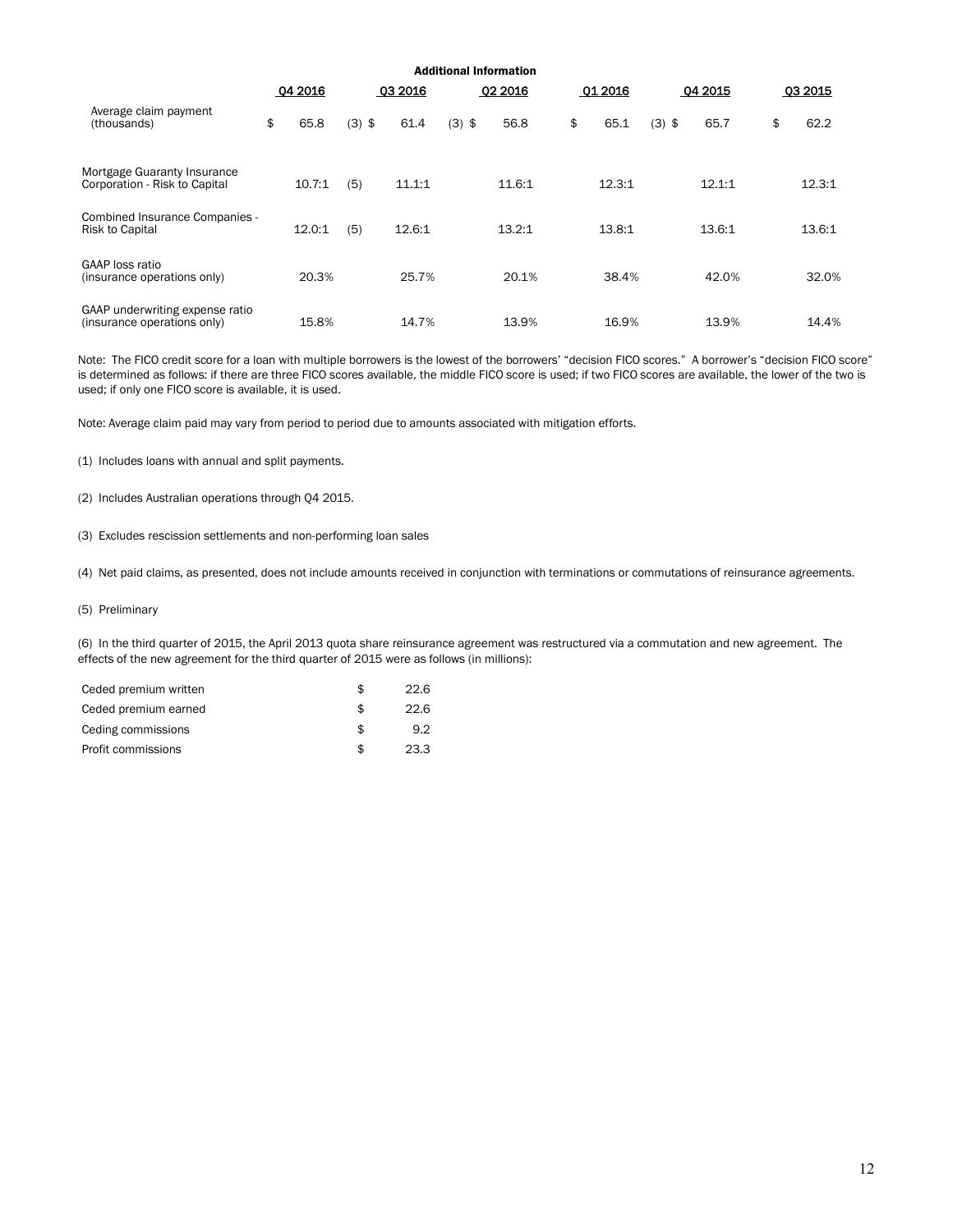**Additional Information**

| | Q4 2016 | | Q3 2016 | | Q2 2016 | | Q1 2016 | | Q4 2015 | | Q3 2015 |
|---|---|---|---|---|---|---|---|---|---|---|---|
| Average claim payment (thousands) | $ 65.8 | (3) | $ 61.4 | (3) | $ 56.8 | | $ 65.1 | (3) | $ 65.7 | | $ 62.2 |
| Mortgage Guaranty Insurance Corporation - Risk to Capital | 10.7:1 | (5) | 11.1:1 | | 11.6:1 | | 12.3:1 | | 12.1:1 | | 12.3:1 |
| Combined Insurance Companies - Risk to Capital | 12.0:1 | (5) | 12.6:1 | | 13.2:1 | | 13.8:1 | | 13.6:1 | | 13.6:1 |
| GAAP loss ratio (insurance operations only) | 20.3% | | 25.7% | | 20.1% | | 38.4% | | 42.0% | | 32.0% |
| GAAP underwriting expense ratio (insurance operations only) | 15.8% | | 14.7% | | 13.9% | | 16.9% | | 13.9% | | 14.4% |

Note: The FICO credit score for a loan with multiple borrowers is the lowest of the borrowers' "decision FICO scores." A borrower's "decision FICO score" is determined as follows: if there are three FICO scores available, the middle FICO score is used; if two FICO scores are available, the lower of the two is used; if only one FICO score is available, it is used.

Note: Average claim paid may vary from period to period due to amounts associated with mitigation efforts.

(1) Includes loans with annual and split payments.

(2) Includes Australian operations through Q4 2015.

(3) Excludes rescission settlements and non-performing loan sales

(4) Net paid claims, as presented, does not include amounts received in conjunction with terminations or commutations of reinsurance agreements.

(5) Preliminary

(6) In the third quarter of 2015, the April 2013 quota share reinsurance agreement was restructured via a commutation and new agreement. The effects of the new agreement for the third quarter of 2015 were as follows (in millions):

| | |
|---|---|
| Ceded premium written | $ 22.6 |
| Ceded premium earned | $ 22.6 |
| Ceding commissions | $ 9.2 |
| Profit commissions | $ 23.3 |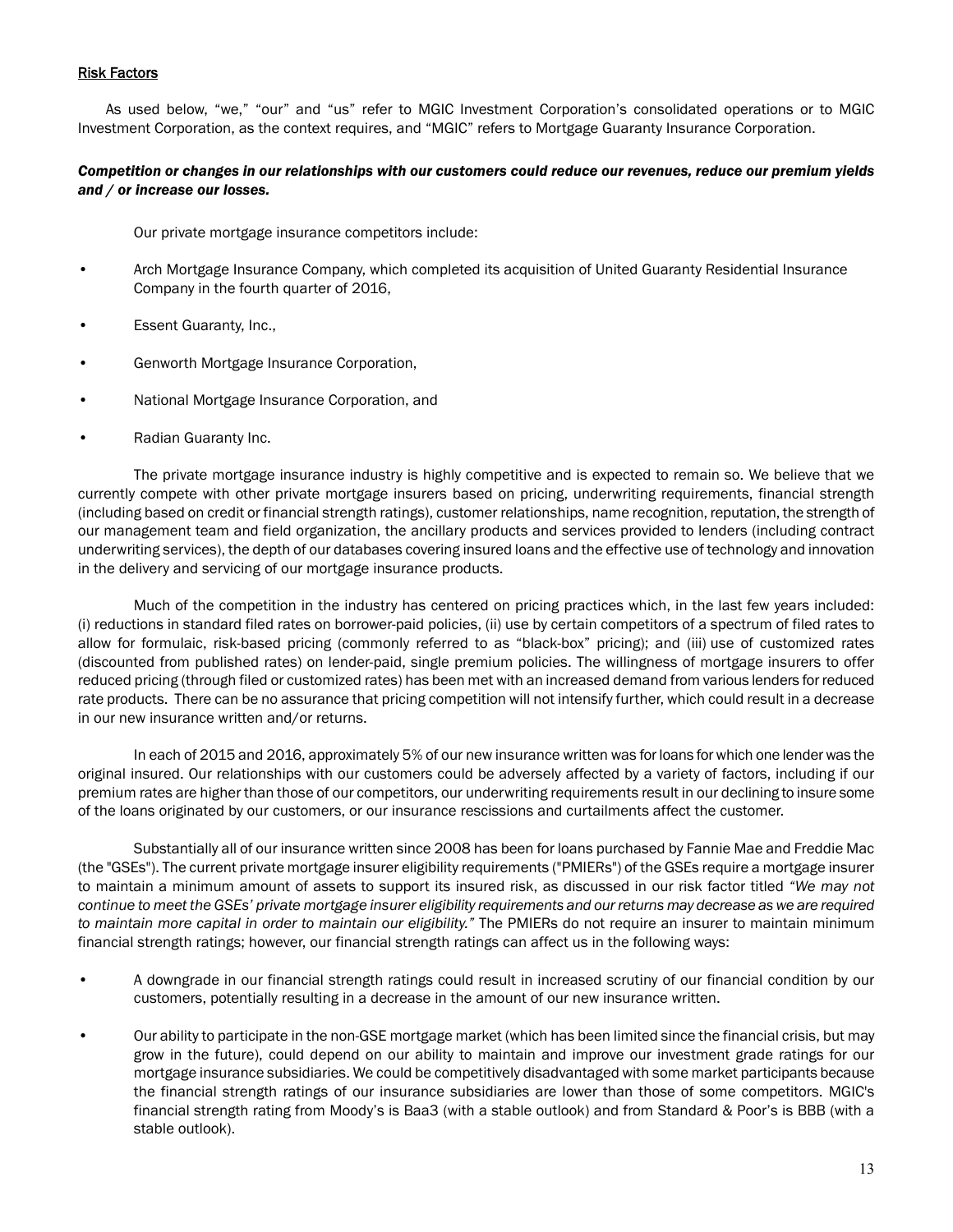## Risk Factors

As used below, "we," "our" and "us" refer to MGIC Investment Corporation's consolidated operations or to MGIC Investment Corporation, as the context requires, and "MGIC" refers to Mortgage Guaranty Insurance Corporation.

***Competition or changes in our relationships with our customers could reduce our revenues, reduce our premium yields and / or increase our losses.***

Our private mortgage insurance competitors include:

- Arch Mortgage Insurance Company, which completed its acquisition of United Guaranty Residential Insurance Company in the fourth quarter of 2016,
- Essent Guaranty, Inc.,
- Genworth Mortgage Insurance Corporation,
- National Mortgage Insurance Corporation, and
- Radian Guaranty Inc.

The private mortgage insurance industry is highly competitive and is expected to remain so. We believe that we currently compete with other private mortgage insurers based on pricing, underwriting requirements, financial strength (including based on credit or financial strength ratings), customer relationships, name recognition, reputation, the strength of our management team and field organization, the ancillary products and services provided to lenders (including contract underwriting services), the depth of our databases covering insured loans and the effective use of technology and innovation in the delivery and servicing of our mortgage insurance products.

Much of the competition in the industry has centered on pricing practices which, in the last few years included: (i) reductions in standard filed rates on borrower-paid policies, (ii) use by certain competitors of a spectrum of filed rates to allow for formulaic, risk-based pricing (commonly referred to as "black-box" pricing); and (iii) use of customized rates (discounted from published rates) on lender-paid, single premium policies. The willingness of mortgage insurers to offer reduced pricing (through filed or customized rates) has been met with an increased demand from various lenders for reduced rate products. There can be no assurance that pricing competition will not intensify further, which could result in a decrease in our new insurance written and/or returns.

In each of 2015 and 2016, approximately 5% of our new insurance written was for loans for which one lender was the original insured. Our relationships with our customers could be adversely affected by a variety of factors, including if our premium rates are higher than those of our competitors, our underwriting requirements result in our declining to insure some of the loans originated by our customers, or our insurance rescissions and curtailments affect the customer.

Substantially all of our insurance written since 2008 has been for loans purchased by Fannie Mae and Freddie Mac (the "GSEs"). The current private mortgage insurer eligibility requirements ("PMIERs") of the GSEs require a mortgage insurer to maintain a minimum amount of assets to support its insured risk, as discussed in our risk factor titled *"We may not continue to meet the GSEs' private mortgage insurer eligibility requirements and our returns may decrease as we are required to maintain more capital in order to maintain our eligibility."* The PMIERs do not require an insurer to maintain minimum financial strength ratings; however, our financial strength ratings can affect us in the following ways:

- A downgrade in our financial strength ratings could result in increased scrutiny of our financial condition by our customers, potentially resulting in a decrease in the amount of our new insurance written.
- Our ability to participate in the non-GSE mortgage market (which has been limited since the financial crisis, but may grow in the future), could depend on our ability to maintain and improve our investment grade ratings for our mortgage insurance subsidiaries. We could be competitively disadvantaged with some market participants because the financial strength ratings of our insurance subsidiaries are lower than those of some competitors. MGIC's financial strength rating from Moody's is Baa3 (with a stable outlook) and from Standard & Poor's is BBB (with a stable outlook).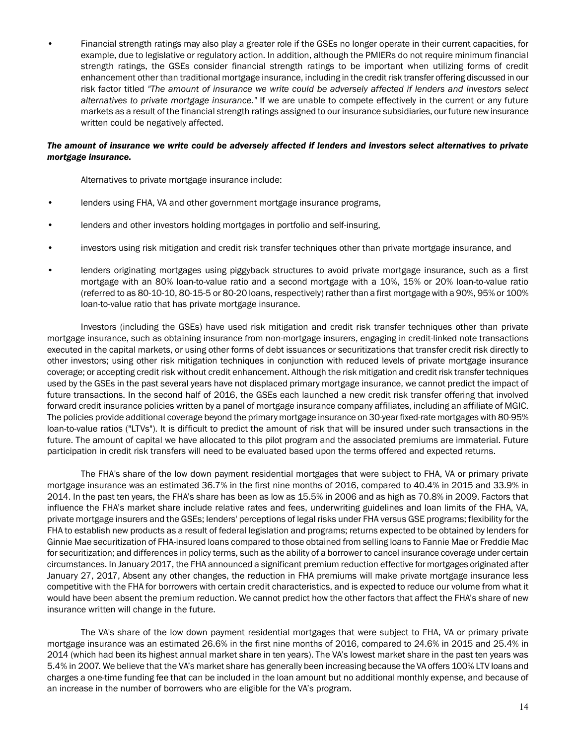- Financial strength ratings may also play a greater role if the GSEs no longer operate in their current capacities, for example, due to legislative or regulatory action. In addition, although the PMIERs do not require minimum financial strength ratings, the GSEs consider financial strength ratings to be important when utilizing forms of credit enhancement other than traditional mortgage insurance, including in the credit risk transfer offering discussed in our risk factor titled *"The amount of insurance we write could be adversely affected if lenders and investors select alternatives to private mortgage insurance."* If we are unable to compete effectively in the current or any future markets as a result of the financial strength ratings assigned to our insurance subsidiaries, our future new insurance written could be negatively affected.

***The amount of insurance we write could be adversely affected if lenders and investors select alternatives to private mortgage insurance.***

Alternatives to private mortgage insurance include:

- lenders using FHA, VA and other government mortgage insurance programs,
- lenders and other investors holding mortgages in portfolio and self-insuring,
- investors using risk mitigation and credit risk transfer techniques other than private mortgage insurance, and
- lenders originating mortgages using piggyback structures to avoid private mortgage insurance, such as a first mortgage with an 80% loan-to-value ratio and a second mortgage with a 10%, 15% or 20% loan-to-value ratio (referred to as 80-10-10, 80-15-5 or 80-20 loans, respectively) rather than a first mortgage with a 90%, 95% or 100% loan-to-value ratio that has private mortgage insurance.

Investors (including the GSEs) have used risk mitigation and credit risk transfer techniques other than private mortgage insurance, such as obtaining insurance from non-mortgage insurers, engaging in credit-linked note transactions executed in the capital markets, or using other forms of debt issuances or securitizations that transfer credit risk directly to other investors; using other risk mitigation techniques in conjunction with reduced levels of private mortgage insurance coverage; or accepting credit risk without credit enhancement. Although the risk mitigation and credit risk transfer techniques used by the GSEs in the past several years have not displaced primary mortgage insurance, we cannot predict the impact of future transactions. In the second half of 2016, the GSEs each launched a new credit risk transfer offering that involved forward credit insurance policies written by a panel of mortgage insurance company affiliates, including an affiliate of MGIC. The policies provide additional coverage beyond the primary mortgage insurance on 30-year fixed-rate mortgages with 80-95% loan-to-value ratios ("LTVs"). It is difficult to predict the amount of risk that will be insured under such transactions in the future. The amount of capital we have allocated to this pilot program and the associated premiums are immaterial. Future participation in credit risk transfers will need to be evaluated based upon the terms offered and expected returns.

The FHA's share of the low down payment residential mortgages that were subject to FHA, VA or primary private mortgage insurance was an estimated 36.7% in the first nine months of 2016, compared to 40.4% in 2015 and 33.9% in 2014. In the past ten years, the FHA's share has been as low as 15.5% in 2006 and as high as 70.8% in 2009. Factors that influence the FHA's market share include relative rates and fees, underwriting guidelines and loan limits of the FHA, VA, private mortgage insurers and the GSEs; lenders' perceptions of legal risks under FHA versus GSE programs; flexibility for the FHA to establish new products as a result of federal legislation and programs; returns expected to be obtained by lenders for Ginnie Mae securitization of FHA-insured loans compared to those obtained from selling loans to Fannie Mae or Freddie Mac for securitization; and differences in policy terms, such as the ability of a borrower to cancel insurance coverage under certain circumstances. In January 2017, the FHA announced a significant premium reduction effective for mortgages originated after January 27, 2017, Absent any other changes, the reduction in FHA premiums will make private mortgage insurance less competitive with the FHA for borrowers with certain credit characteristics, and is expected to reduce our volume from what it would have been absent the premium reduction. We cannot predict how the other factors that affect the FHA's share of new insurance written will change in the future.

The VA's share of the low down payment residential mortgages that were subject to FHA, VA or primary private mortgage insurance was an estimated 26.6% in the first nine months of 2016, compared to 24.6% in 2015 and 25.4% in 2014 (which had been its highest annual market share in ten years). The VA's lowest market share in the past ten years was 5.4% in 2007. We believe that the VA's market share has generally been increasing because the VA offers 100% LTV loans and charges a one-time funding fee that can be included in the loan amount but no additional monthly expense, and because of an increase in the number of borrowers who are eligible for the VA's program.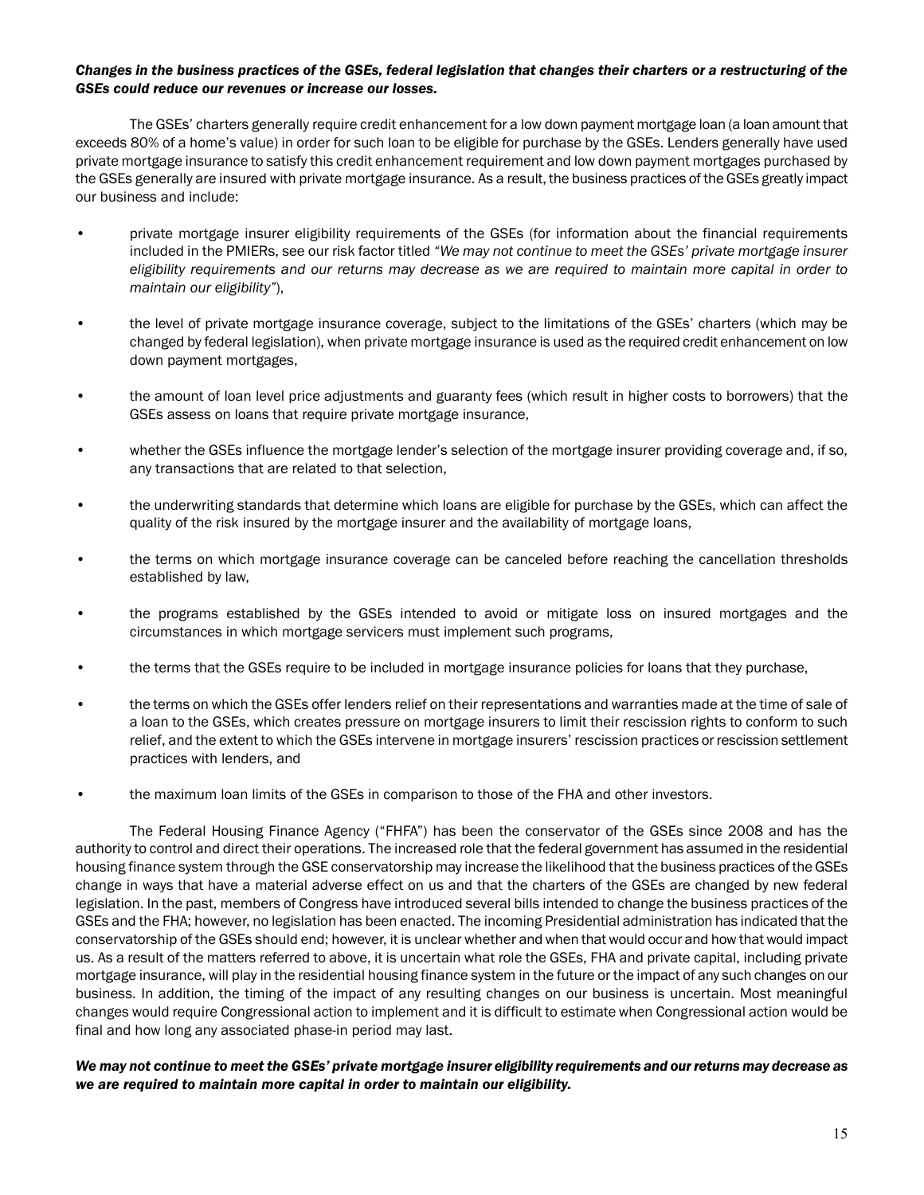***Changes in the business practices of the GSEs, federal legislation that changes their charters or a restructuring of the GSEs could reduce our revenues or increase our losses.***

The GSEs' charters generally require credit enhancement for a low down payment mortgage loan (a loan amount that exceeds 80% of a home's value) in order for such loan to be eligible for purchase by the GSEs. Lenders generally have used private mortgage insurance to satisfy this credit enhancement requirement and low down payment mortgages purchased by the GSEs generally are insured with private mortgage insurance. As a result, the business practices of the GSEs greatly impact our business and include:

- private mortgage insurer eligibility requirements of the GSEs (for information about the financial requirements included in the PMIERs, see our risk factor titled *"We may not continue to meet the GSEs' private mortgage insurer eligibility requirements and our returns may decrease as we are required to maintain more capital in order to maintain our eligibility"*),
- the level of private mortgage insurance coverage, subject to the limitations of the GSEs' charters (which may be changed by federal legislation), when private mortgage insurance is used as the required credit enhancement on low down payment mortgages,
- the amount of loan level price adjustments and guaranty fees (which result in higher costs to borrowers) that the GSEs assess on loans that require private mortgage insurance,
- whether the GSEs influence the mortgage lender's selection of the mortgage insurer providing coverage and, if so, any transactions that are related to that selection,
- the underwriting standards that determine which loans are eligible for purchase by the GSEs, which can affect the quality of the risk insured by the mortgage insurer and the availability of mortgage loans,
- the terms on which mortgage insurance coverage can be canceled before reaching the cancellation thresholds established by law,
- the programs established by the GSEs intended to avoid or mitigate loss on insured mortgages and the circumstances in which mortgage servicers must implement such programs,
- the terms that the GSEs require to be included in mortgage insurance policies for loans that they purchase,
- the terms on which the GSEs offer lenders relief on their representations and warranties made at the time of sale of a loan to the GSEs, which creates pressure on mortgage insurers to limit their rescission rights to conform to such relief, and the extent to which the GSEs intervene in mortgage insurers' rescission practices or rescission settlement practices with lenders, and
- the maximum loan limits of the GSEs in comparison to those of the FHA and other investors.

The Federal Housing Finance Agency ("FHFA") has been the conservator of the GSEs since 2008 and has the authority to control and direct their operations. The increased role that the federal government has assumed in the residential housing finance system through the GSE conservatorship may increase the likelihood that the business practices of the GSEs change in ways that have a material adverse effect on us and that the charters of the GSEs are changed by new federal legislation. In the past, members of Congress have introduced several bills intended to change the business practices of the GSEs and the FHA; however, no legislation has been enacted. The incoming Presidential administration has indicated that the conservatorship of the GSEs should end; however, it is unclear whether and when that would occur and how that would impact us. As a result of the matters referred to above, it is uncertain what role the GSEs, FHA and private capital, including private mortgage insurance, will play in the residential housing finance system in the future or the impact of any such changes on our business. In addition, the timing of the impact of any resulting changes on our business is uncertain. Most meaningful changes would require Congressional action to implement and it is difficult to estimate when Congressional action would be final and how long any associated phase-in period may last.

***We may not continue to meet the GSEs' private mortgage insurer eligibility requirements and our returns may decrease as we are required to maintain more capital in order to maintain our eligibility.***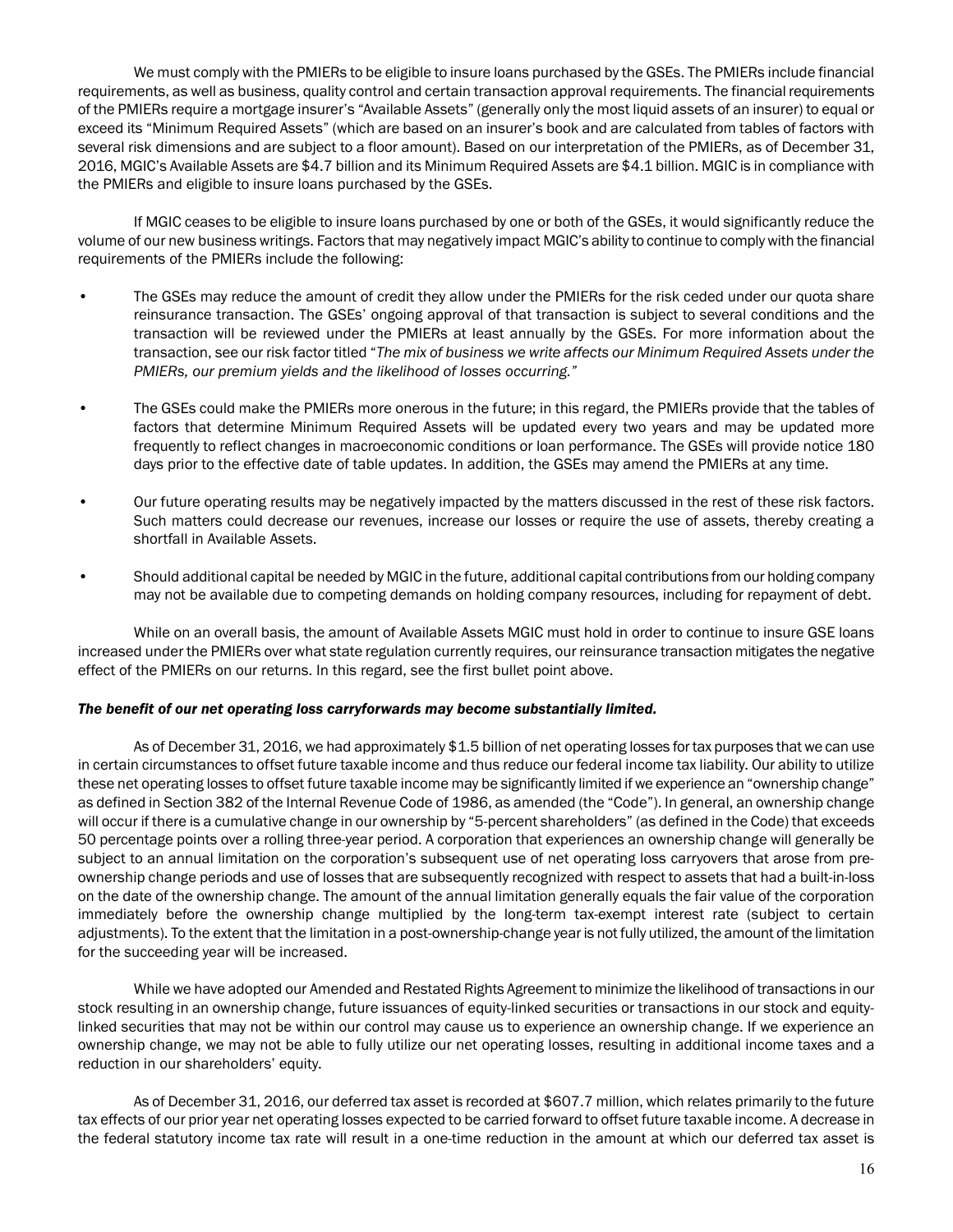We must comply with the PMIERs to be eligible to insure loans purchased by the GSEs. The PMIERs include financial requirements, as well as business, quality control and certain transaction approval requirements. The financial requirements of the PMIERs require a mortgage insurer's "Available Assets" (generally only the most liquid assets of an insurer) to equal or exceed its "Minimum Required Assets" (which are based on an insurer's book and are calculated from tables of factors with several risk dimensions and are subject to a floor amount). Based on our interpretation of the PMIERs, as of December 31, 2016, MGIC's Available Assets are $4.7 billion and its Minimum Required Assets are $4.1 billion. MGIC is in compliance with the PMIERs and eligible to insure loans purchased by the GSEs.

If MGIC ceases to be eligible to insure loans purchased by one or both of the GSEs, it would significantly reduce the volume of our new business writings. Factors that may negatively impact MGIC's ability to continue to comply with the financial requirements of the PMIERs include the following:

- The GSEs may reduce the amount of credit they allow under the PMIERs for the risk ceded under our quota share reinsurance transaction. The GSEs' ongoing approval of that transaction is subject to several conditions and the transaction will be reviewed under the PMIERs at least annually by the GSEs. For more information about the transaction, see our risk factor titled "*The mix of business we write affects our Minimum Required Assets under the PMIERs, our premium yields and the likelihood of losses occurring.*"

- The GSEs could make the PMIERs more onerous in the future; in this regard, the PMIERs provide that the tables of factors that determine Minimum Required Assets will be updated every two years and may be updated more frequently to reflect changes in macroeconomic conditions or loan performance. The GSEs will provide notice 180 days prior to the effective date of table updates. In addition, the GSEs may amend the PMIERs at any time.

- Our future operating results may be negatively impacted by the matters discussed in the rest of these risk factors. Such matters could decrease our revenues, increase our losses or require the use of assets, thereby creating a shortfall in Available Assets.

- Should additional capital be needed by MGIC in the future, additional capital contributions from our holding company may not be available due to competing demands on holding company resources, including for repayment of debt.

While on an overall basis, the amount of Available Assets MGIC must hold in order to continue to insure GSE loans increased under the PMIERs over what state regulation currently requires, our reinsurance transaction mitigates the negative effect of the PMIERs on our returns. In this regard, see the first bullet point above.

***The benefit of our net operating loss carryforwards may become substantially limited.***

As of December 31, 2016, we had approximately $1.5 billion of net operating losses for tax purposes that we can use in certain circumstances to offset future taxable income and thus reduce our federal income tax liability. Our ability to utilize these net operating losses to offset future taxable income may be significantly limited if we experience an "ownership change" as defined in Section 382 of the Internal Revenue Code of 1986, as amended (the "Code"). In general, an ownership change will occur if there is a cumulative change in our ownership by "5-percent shareholders" (as defined in the Code) that exceeds 50 percentage points over a rolling three-year period. A corporation that experiences an ownership change will generally be subject to an annual limitation on the corporation's subsequent use of net operating loss carryovers that arose from pre-ownership change periods and use of losses that are subsequently recognized with respect to assets that had a built-in-loss on the date of the ownership change. The amount of the annual limitation generally equals the fair value of the corporation immediately before the ownership change multiplied by the long-term tax-exempt interest rate (subject to certain adjustments). To the extent that the limitation in a post-ownership-change year is not fully utilized, the amount of the limitation for the succeeding year will be increased.

While we have adopted our Amended and Restated Rights Agreement to minimize the likelihood of transactions in our stock resulting in an ownership change, future issuances of equity-linked securities or transactions in our stock and equity-linked securities that may not be within our control may cause us to experience an ownership change. If we experience an ownership change, we may not be able to fully utilize our net operating losses, resulting in additional income taxes and a reduction in our shareholders' equity.

As of December 31, 2016, our deferred tax asset is recorded at $607.7 million, which relates primarily to the future tax effects of our prior year net operating losses expected to be carried forward to offset future taxable income. A decrease in the federal statutory income tax rate will result in a one-time reduction in the amount at which our deferred tax asset is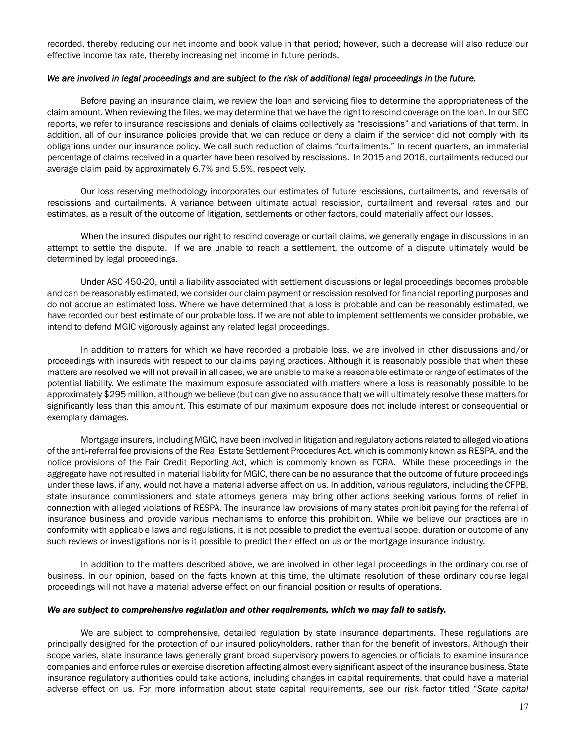recorded, thereby reducing our net income and book value in that period; however, such a decrease will also reduce our effective income tax rate, thereby increasing net income in future periods.

***We are involved in legal proceedings and are subject to the risk of additional legal proceedings in the future.***

Before paying an insurance claim, we review the loan and servicing files to determine the appropriateness of the claim amount. When reviewing the files, we may determine that we have the right to rescind coverage on the loan. In our SEC reports, we refer to insurance rescissions and denials of claims collectively as "rescissions" and variations of that term. In addition, all of our insurance policies provide that we can reduce or deny a claim if the servicer did not comply with its obligations under our insurance policy. We call such reduction of claims "curtailments." In recent quarters, an immaterial percentage of claims received in a quarter have been resolved by rescissions. In 2015 and 2016, curtailments reduced our average claim paid by approximately 6.7% and 5.5%, respectively.

Our loss reserving methodology incorporates our estimates of future rescissions, curtailments, and reversals of rescissions and curtailments. A variance between ultimate actual rescission, curtailment and reversal rates and our estimates, as a result of the outcome of litigation, settlements or other factors, could materially affect our losses.

When the insured disputes our right to rescind coverage or curtail claims, we generally engage in discussions in an attempt to settle the dispute. If we are unable to reach a settlement, the outcome of a dispute ultimately would be determined by legal proceedings.

Under ASC 450-20, until a liability associated with settlement discussions or legal proceedings becomes probable and can be reasonably estimated, we consider our claim payment or rescission resolved for financial reporting purposes and do not accrue an estimated loss. Where we have determined that a loss is probable and can be reasonably estimated, we have recorded our best estimate of our probable loss. If we are not able to implement settlements we consider probable, we intend to defend MGIC vigorously against any related legal proceedings.

In addition to matters for which we have recorded a probable loss, we are involved in other discussions and/or proceedings with insureds with respect to our claims paying practices. Although it is reasonably possible that when these matters are resolved we will not prevail in all cases, we are unable to make a reasonable estimate or range of estimates of the potential liability. We estimate the maximum exposure associated with matters where a loss is reasonably possible to be approximately $295 million, although we believe (but can give no assurance that) we will ultimately resolve these matters for significantly less than this amount. This estimate of our maximum exposure does not include interest or consequential or exemplary damages.

Mortgage insurers, including MGIC, have been involved in litigation and regulatory actions related to alleged violations of the anti-referral fee provisions of the Real Estate Settlement Procedures Act, which is commonly known as RESPA, and the notice provisions of the Fair Credit Reporting Act, which is commonly known as FCRA. While these proceedings in the aggregate have not resulted in material liability for MGIC, there can be no assurance that the outcome of future proceedings under these laws, if any, would not have a material adverse affect on us. In addition, various regulators, including the CFPB, state insurance commissioners and state attorneys general may bring other actions seeking various forms of relief in connection with alleged violations of RESPA. The insurance law provisions of many states prohibit paying for the referral of insurance business and provide various mechanisms to enforce this prohibition. While we believe our practices are in conformity with applicable laws and regulations, it is not possible to predict the eventual scope, duration or outcome of any such reviews or investigations nor is it possible to predict their effect on us or the mortgage insurance industry.

In addition to the matters described above, we are involved in other legal proceedings in the ordinary course of business. In our opinion, based on the facts known at this time, the ultimate resolution of these ordinary course legal proceedings will not have a material adverse effect on our financial position or results of operations.

***We are subject to comprehensive regulation and other requirements, which we may fail to satisfy.***

We are subject to comprehensive, detailed regulation by state insurance departments. These regulations are principally designed for the protection of our insured policyholders, rather than for the benefit of investors. Although their scope varies, state insurance laws generally grant broad supervisory powers to agencies or officials to examine insurance companies and enforce rules or exercise discretion affecting almost every significant aspect of the insurance business. State insurance regulatory authorities could take actions, including changes in capital requirements, that could have a material adverse effect on us. For more information about state capital requirements, see our risk factor titled "*State capital*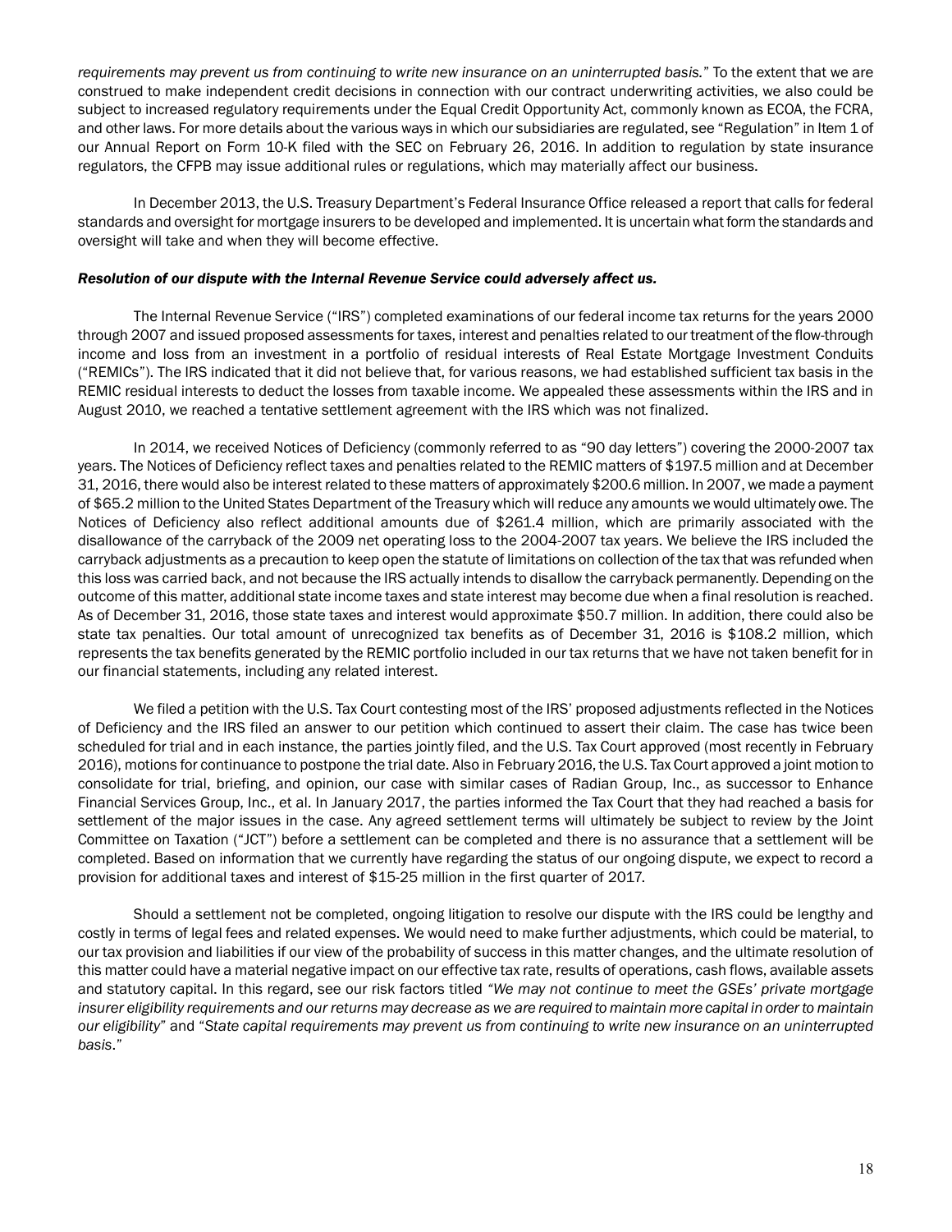*requirements may prevent us from continuing to write new insurance on an uninterrupted basis.*" To the extent that we are construed to make independent credit decisions in connection with our contract underwriting activities, we also could be subject to increased regulatory requirements under the Equal Credit Opportunity Act, commonly known as ECOA, the FCRA, and other laws. For more details about the various ways in which our subsidiaries are regulated, see "Regulation" in Item 1 of our Annual Report on Form 10-K filed with the SEC on February 26, 2016. In addition to regulation by state insurance regulators, the CFPB may issue additional rules or regulations, which may materially affect our business.

In December 2013, the U.S. Treasury Department's Federal Insurance Office released a report that calls for federal standards and oversight for mortgage insurers to be developed and implemented. It is uncertain what form the standards and oversight will take and when they will become effective.

***Resolution of our dispute with the Internal Revenue Service could adversely affect us.***

The Internal Revenue Service ("IRS") completed examinations of our federal income tax returns for the years 2000 through 2007 and issued proposed assessments for taxes, interest and penalties related to our treatment of the flow-through income and loss from an investment in a portfolio of residual interests of Real Estate Mortgage Investment Conduits ("REMICs"). The IRS indicated that it did not believe that, for various reasons, we had established sufficient tax basis in the REMIC residual interests to deduct the losses from taxable income. We appealed these assessments within the IRS and in August 2010, we reached a tentative settlement agreement with the IRS which was not finalized.

In 2014, we received Notices of Deficiency (commonly referred to as "90 day letters") covering the 2000-2007 tax years. The Notices of Deficiency reflect taxes and penalties related to the REMIC matters of $197.5 million and at December 31, 2016, there would also be interest related to these matters of approximately $200.6 million. In 2007, we made a payment of $65.2 million to the United States Department of the Treasury which will reduce any amounts we would ultimately owe. The Notices of Deficiency also reflect additional amounts due of $261.4 million, which are primarily associated with the disallowance of the carryback of the 2009 net operating loss to the 2004-2007 tax years. We believe the IRS included the carryback adjustments as a precaution to keep open the statute of limitations on collection of the tax that was refunded when this loss was carried back, and not because the IRS actually intends to disallow the carryback permanently. Depending on the outcome of this matter, additional state income taxes and state interest may become due when a final resolution is reached. As of December 31, 2016, those state taxes and interest would approximate $50.7 million. In addition, there could also be state tax penalties. Our total amount of unrecognized tax benefits as of December 31, 2016 is $108.2 million, which represents the tax benefits generated by the REMIC portfolio included in our tax returns that we have not taken benefit for in our financial statements, including any related interest.

We filed a petition with the U.S. Tax Court contesting most of the IRS' proposed adjustments reflected in the Notices of Deficiency and the IRS filed an answer to our petition which continued to assert their claim. The case has twice been scheduled for trial and in each instance, the parties jointly filed, and the U.S. Tax Court approved (most recently in February 2016), motions for continuance to postpone the trial date. Also in February 2016, the U.S. Tax Court approved a joint motion to consolidate for trial, briefing, and opinion, our case with similar cases of Radian Group, Inc., as successor to Enhance Financial Services Group, Inc., et al. In January 2017, the parties informed the Tax Court that they had reached a basis for settlement of the major issues in the case. Any agreed settlement terms will ultimately be subject to review by the Joint Committee on Taxation ("JCT") before a settlement can be completed and there is no assurance that a settlement will be completed. Based on information that we currently have regarding the status of our ongoing dispute, we expect to record a provision for additional taxes and interest of $15-25 million in the first quarter of 2017.

Should a settlement not be completed, ongoing litigation to resolve our dispute with the IRS could be lengthy and costly in terms of legal fees and related expenses. We would need to make further adjustments, which could be material, to our tax provision and liabilities if our view of the probability of success in this matter changes, and the ultimate resolution of this matter could have a material negative impact on our effective tax rate, results of operations, cash flows, available assets and statutory capital. In this regard, see our risk factors titled *"We may not continue to meet the GSEs' private mortgage insurer eligibility requirements and our returns may decrease as we are required to maintain more capital in order to maintain our eligibility*" and "*State capital requirements may prevent us from continuing to write new insurance on an uninterrupted basis*."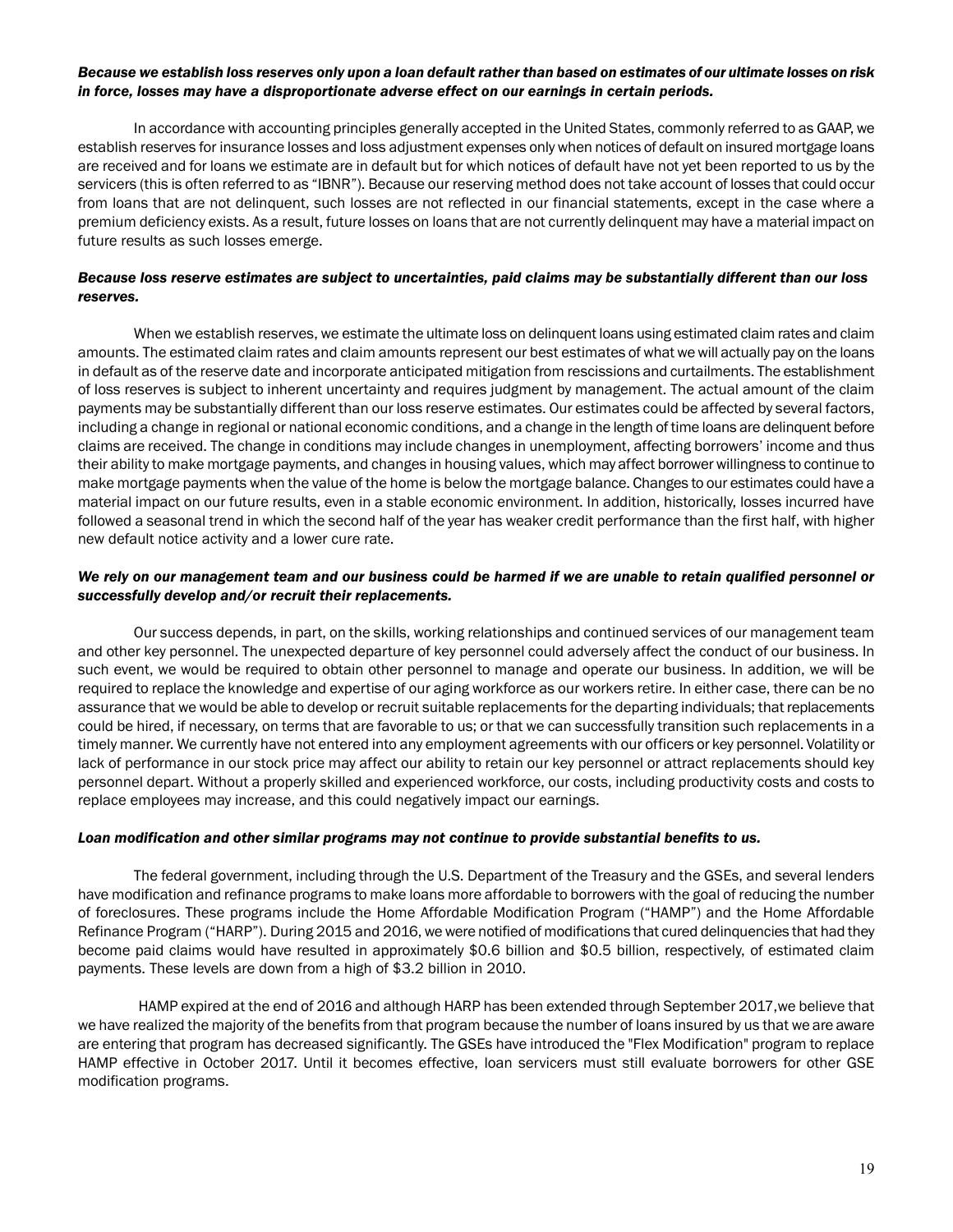***Because we establish loss reserves only upon a loan default rather than based on estimates of our ultimate losses on risk in force, losses may have a disproportionate adverse effect on our earnings in certain periods.***

In accordance with accounting principles generally accepted in the United States, commonly referred to as GAAP, we establish reserves for insurance losses and loss adjustment expenses only when notices of default on insured mortgage loans are received and for loans we estimate are in default but for which notices of default have not yet been reported to us by the servicers (this is often referred to as "IBNR"). Because our reserving method does not take account of losses that could occur from loans that are not delinquent, such losses are not reflected in our financial statements, except in the case where a premium deficiency exists. As a result, future losses on loans that are not currently delinquent may have a material impact on future results as such losses emerge.

***Because loss reserve estimates are subject to uncertainties, paid claims may be substantially different than our loss reserves.***

When we establish reserves, we estimate the ultimate loss on delinquent loans using estimated claim rates and claim amounts. The estimated claim rates and claim amounts represent our best estimates of what we will actually pay on the loans in default as of the reserve date and incorporate anticipated mitigation from rescissions and curtailments. The establishment of loss reserves is subject to inherent uncertainty and requires judgment by management. The actual amount of the claim payments may be substantially different than our loss reserve estimates. Our estimates could be affected by several factors, including a change in regional or national economic conditions, and a change in the length of time loans are delinquent before claims are received. The change in conditions may include changes in unemployment, affecting borrowers' income and thus their ability to make mortgage payments, and changes in housing values, which may affect borrower willingness to continue to make mortgage payments when the value of the home is below the mortgage balance. Changes to our estimates could have a material impact on our future results, even in a stable economic environment. In addition, historically, losses incurred have followed a seasonal trend in which the second half of the year has weaker credit performance than the first half, with higher new default notice activity and a lower cure rate.

***We rely on our management team and our business could be harmed if we are unable to retain qualified personnel or successfully develop and/or recruit their replacements.***

Our success depends, in part, on the skills, working relationships and continued services of our management team and other key personnel. The unexpected departure of key personnel could adversely affect the conduct of our business. In such event, we would be required to obtain other personnel to manage and operate our business. In addition, we will be required to replace the knowledge and expertise of our aging workforce as our workers retire. In either case, there can be no assurance that we would be able to develop or recruit suitable replacements for the departing individuals; that replacements could be hired, if necessary, on terms that are favorable to us; or that we can successfully transition such replacements in a timely manner. We currently have not entered into any employment agreements with our officers or key personnel. Volatility or lack of performance in our stock price may affect our ability to retain our key personnel or attract replacements should key personnel depart. Without a properly skilled and experienced workforce, our costs, including productivity costs and costs to replace employees may increase, and this could negatively impact our earnings.

***Loan modification and other similar programs may not continue to provide substantial benefits to us.***

The federal government, including through the U.S. Department of the Treasury and the GSEs, and several lenders have modification and refinance programs to make loans more affordable to borrowers with the goal of reducing the number of foreclosures. These programs include the Home Affordable Modification Program ("HAMP") and the Home Affordable Refinance Program ("HARP"). During 2015 and 2016, we were notified of modifications that cured delinquencies that had they become paid claims would have resulted in approximately $0.6 billion and $0.5 billion, respectively, of estimated claim payments. These levels are down from a high of $3.2 billion in 2010.

HAMP expired at the end of 2016 and although HARP has been extended through September 2017,we believe that we have realized the majority of the benefits from that program because the number of loans insured by us that we are aware are entering that program has decreased significantly. The GSEs have introduced the "Flex Modification" program to replace HAMP effective in October 2017. Until it becomes effective, loan servicers must still evaluate borrowers for other GSE modification programs.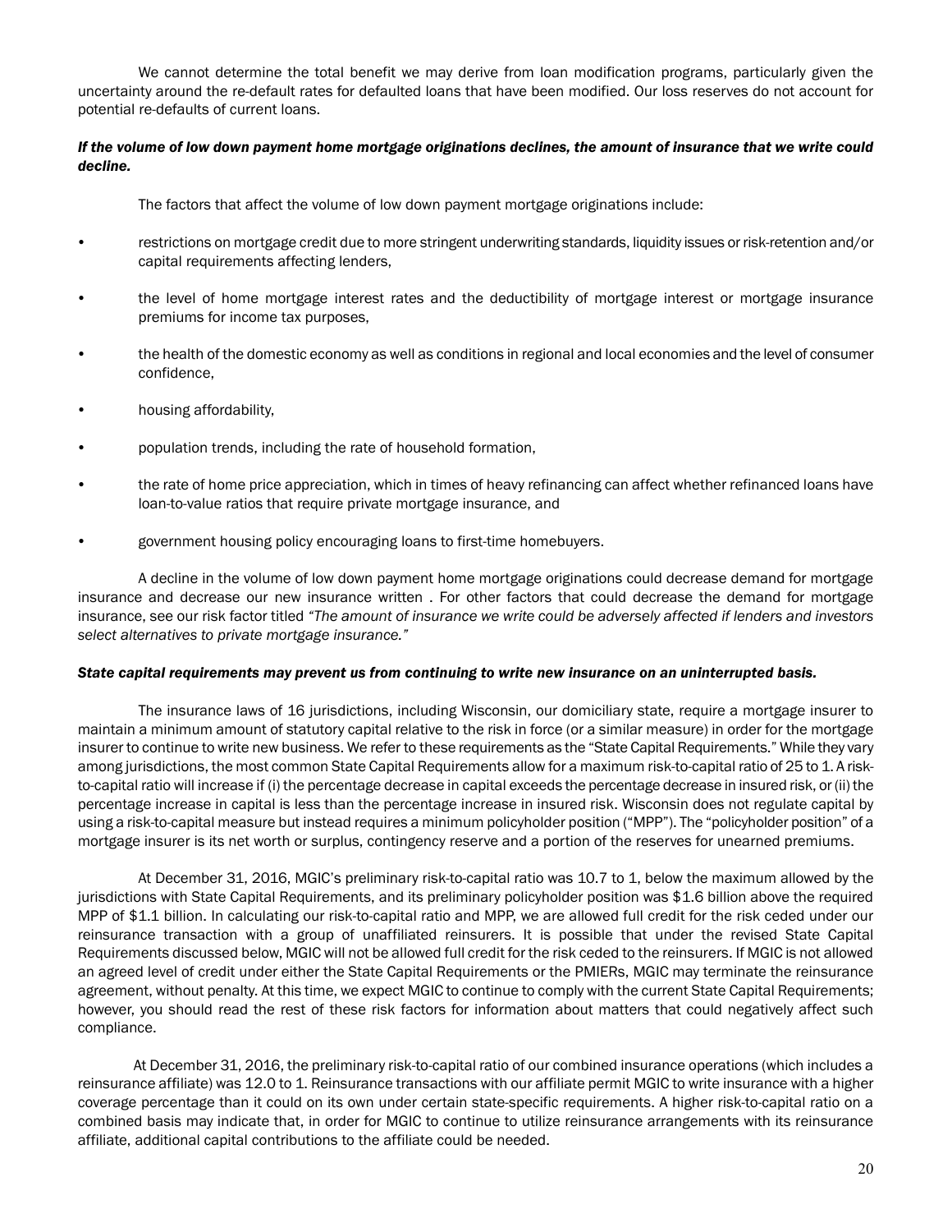We cannot determine the total benefit we may derive from loan modification programs, particularly given the uncertainty around the re-default rates for defaulted loans that have been modified. Our loss reserves do not account for potential re-defaults of current loans.

***If the volume of low down payment home mortgage originations declines, the amount of insurance that we write could decline.***

The factors that affect the volume of low down payment mortgage originations include:

- restrictions on mortgage credit due to more stringent underwriting standards, liquidity issues or risk-retention and/or capital requirements affecting lenders,
- the level of home mortgage interest rates and the deductibility of mortgage interest or mortgage insurance premiums for income tax purposes,
- the health of the domestic economy as well as conditions in regional and local economies and the level of consumer confidence,
- housing affordability,
- population trends, including the rate of household formation,
- the rate of home price appreciation, which in times of heavy refinancing can affect whether refinanced loans have loan-to-value ratios that require private mortgage insurance, and
- government housing policy encouraging loans to first-time homebuyers.

A decline in the volume of low down payment home mortgage originations could decrease demand for mortgage insurance and decrease our new insurance written . For other factors that could decrease the demand for mortgage insurance, see our risk factor titled *"The amount of insurance we write could be adversely affected if lenders and investors select alternatives to private mortgage insurance."*

***State capital requirements may prevent us from continuing to write new insurance on an uninterrupted basis.***

The insurance laws of 16 jurisdictions, including Wisconsin, our domiciliary state, require a mortgage insurer to maintain a minimum amount of statutory capital relative to the risk in force (or a similar measure) in order for the mortgage insurer to continue to write new business. We refer to these requirements as the "State Capital Requirements." While they vary among jurisdictions, the most common State Capital Requirements allow for a maximum risk-to-capital ratio of 25 to 1. A risk-to-capital ratio will increase if (i) the percentage decrease in capital exceeds the percentage decrease in insured risk, or (ii) the percentage increase in capital is less than the percentage increase in insured risk. Wisconsin does not regulate capital by using a risk-to-capital measure but instead requires a minimum policyholder position ("MPP"). The "policyholder position" of a mortgage insurer is its net worth or surplus, contingency reserve and a portion of the reserves for unearned premiums.

At December 31, 2016, MGIC's preliminary risk-to-capital ratio was 10.7 to 1, below the maximum allowed by the jurisdictions with State Capital Requirements, and its preliminary policyholder position was $1.6 billion above the required MPP of $1.1 billion. In calculating our risk-to-capital ratio and MPP, we are allowed full credit for the risk ceded under our reinsurance transaction with a group of unaffiliated reinsurers. It is possible that under the revised State Capital Requirements discussed below, MGIC will not be allowed full credit for the risk ceded to the reinsurers. If MGIC is not allowed an agreed level of credit under either the State Capital Requirements or the PMIERs, MGIC may terminate the reinsurance agreement, without penalty. At this time, we expect MGIC to continue to comply with the current State Capital Requirements; however, you should read the rest of these risk factors for information about matters that could negatively affect such compliance.

At December 31, 2016, the preliminary risk-to-capital ratio of our combined insurance operations (which includes a reinsurance affiliate) was 12.0 to 1. Reinsurance transactions with our affiliate permit MGIC to write insurance with a higher coverage percentage than it could on its own under certain state-specific requirements. A higher risk-to-capital ratio on a combined basis may indicate that, in order for MGIC to continue to utilize reinsurance arrangements with its reinsurance affiliate, additional capital contributions to the affiliate could be needed.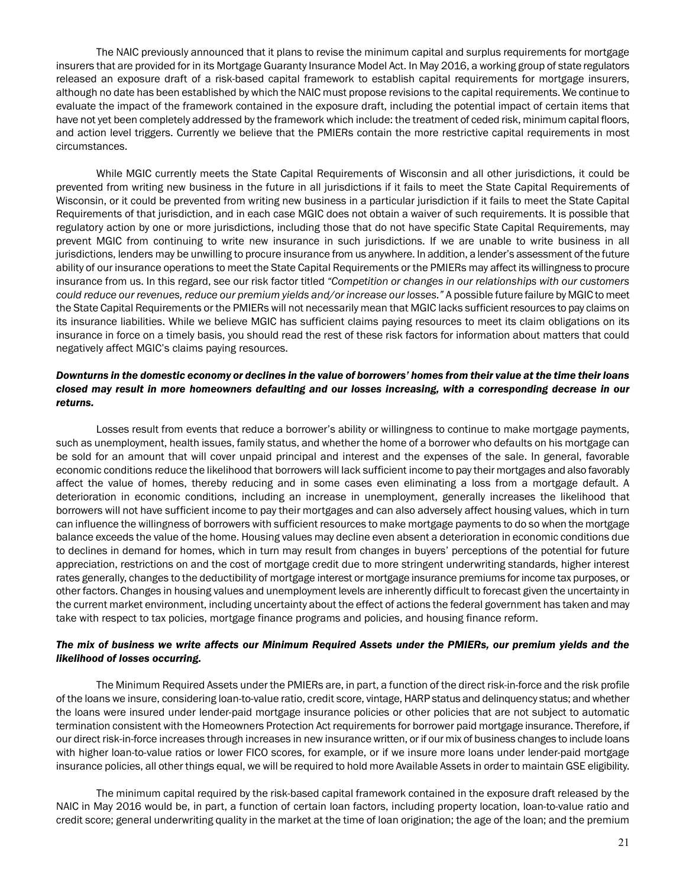The NAIC previously announced that it plans to revise the minimum capital and surplus requirements for mortgage insurers that are provided for in its Mortgage Guaranty Insurance Model Act. In May 2016, a working group of state regulators released an exposure draft of a risk-based capital framework to establish capital requirements for mortgage insurers, although no date has been established by which the NAIC must propose revisions to the capital requirements. We continue to evaluate the impact of the framework contained in the exposure draft, including the potential impact of certain items that have not yet been completely addressed by the framework which include: the treatment of ceded risk, minimum capital floors, and action level triggers. Currently we believe that the PMIERs contain the more restrictive capital requirements in most circumstances.

While MGIC currently meets the State Capital Requirements of Wisconsin and all other jurisdictions, it could be prevented from writing new business in the future in all jurisdictions if it fails to meet the State Capital Requirements of Wisconsin, or it could be prevented from writing new business in a particular jurisdiction if it fails to meet the State Capital Requirements of that jurisdiction, and in each case MGIC does not obtain a waiver of such requirements. It is possible that regulatory action by one or more jurisdictions, including those that do not have specific State Capital Requirements, may prevent MGIC from continuing to write new insurance in such jurisdictions. If we are unable to write business in all jurisdictions, lenders may be unwilling to procure insurance from us anywhere. In addition, a lender's assessment of the future ability of our insurance operations to meet the State Capital Requirements or the PMIERs may affect its willingness to procure insurance from us. In this regard, see our risk factor titled *"Competition or changes in our relationships with our customers could reduce our revenues, reduce our premium yields and/or increase our losses."* A possible future failure by MGIC to meet the State Capital Requirements or the PMIERs will not necessarily mean that MGIC lacks sufficient resources to pay claims on its insurance liabilities. While we believe MGIC has sufficient claims paying resources to meet its claim obligations on its insurance in force on a timely basis, you should read the rest of these risk factors for information about matters that could negatively affect MGIC's claims paying resources.

***Downturns in the domestic economy or declines in the value of borrowers' homes from their value at the time their loans closed may result in more homeowners defaulting and our losses increasing, with a corresponding decrease in our returns.***

Losses result from events that reduce a borrower's ability or willingness to continue to make mortgage payments, such as unemployment, health issues, family status, and whether the home of a borrower who defaults on his mortgage can be sold for an amount that will cover unpaid principal and interest and the expenses of the sale. In general, favorable economic conditions reduce the likelihood that borrowers will lack sufficient income to pay their mortgages and also favorably affect the value of homes, thereby reducing and in some cases even eliminating a loss from a mortgage default. A deterioration in economic conditions, including an increase in unemployment, generally increases the likelihood that borrowers will not have sufficient income to pay their mortgages and can also adversely affect housing values, which in turn can influence the willingness of borrowers with sufficient resources to make mortgage payments to do so when the mortgage balance exceeds the value of the home. Housing values may decline even absent a deterioration in economic conditions due to declines in demand for homes, which in turn may result from changes in buyers' perceptions of the potential for future appreciation, restrictions on and the cost of mortgage credit due to more stringent underwriting standards, higher interest rates generally, changes to the deductibility of mortgage interest or mortgage insurance premiums for income tax purposes, or other factors. Changes in housing values and unemployment levels are inherently difficult to forecast given the uncertainty in the current market environment, including uncertainty about the effect of actions the federal government has taken and may take with respect to tax policies, mortgage finance programs and policies, and housing finance reform.

***The mix of business we write affects our Minimum Required Assets under the PMIERs, our premium yields and the likelihood of losses occurring.***

The Minimum Required Assets under the PMIERs are, in part, a function of the direct risk-in-force and the risk profile of the loans we insure, considering loan-to-value ratio, credit score, vintage, HARP status and delinquency status; and whether the loans were insured under lender-paid mortgage insurance policies or other policies that are not subject to automatic termination consistent with the Homeowners Protection Act requirements for borrower paid mortgage insurance. Therefore, if our direct risk-in-force increases through increases in new insurance written, or if our mix of business changes to include loans with higher loan-to-value ratios or lower FICO scores, for example, or if we insure more loans under lender-paid mortgage insurance policies, all other things equal, we will be required to hold more Available Assets in order to maintain GSE eligibility.

The minimum capital required by the risk-based capital framework contained in the exposure draft released by the NAIC in May 2016 would be, in part, a function of certain loan factors, including property location, loan-to-value ratio and credit score; general underwriting quality in the market at the time of loan origination; the age of the loan; and the premium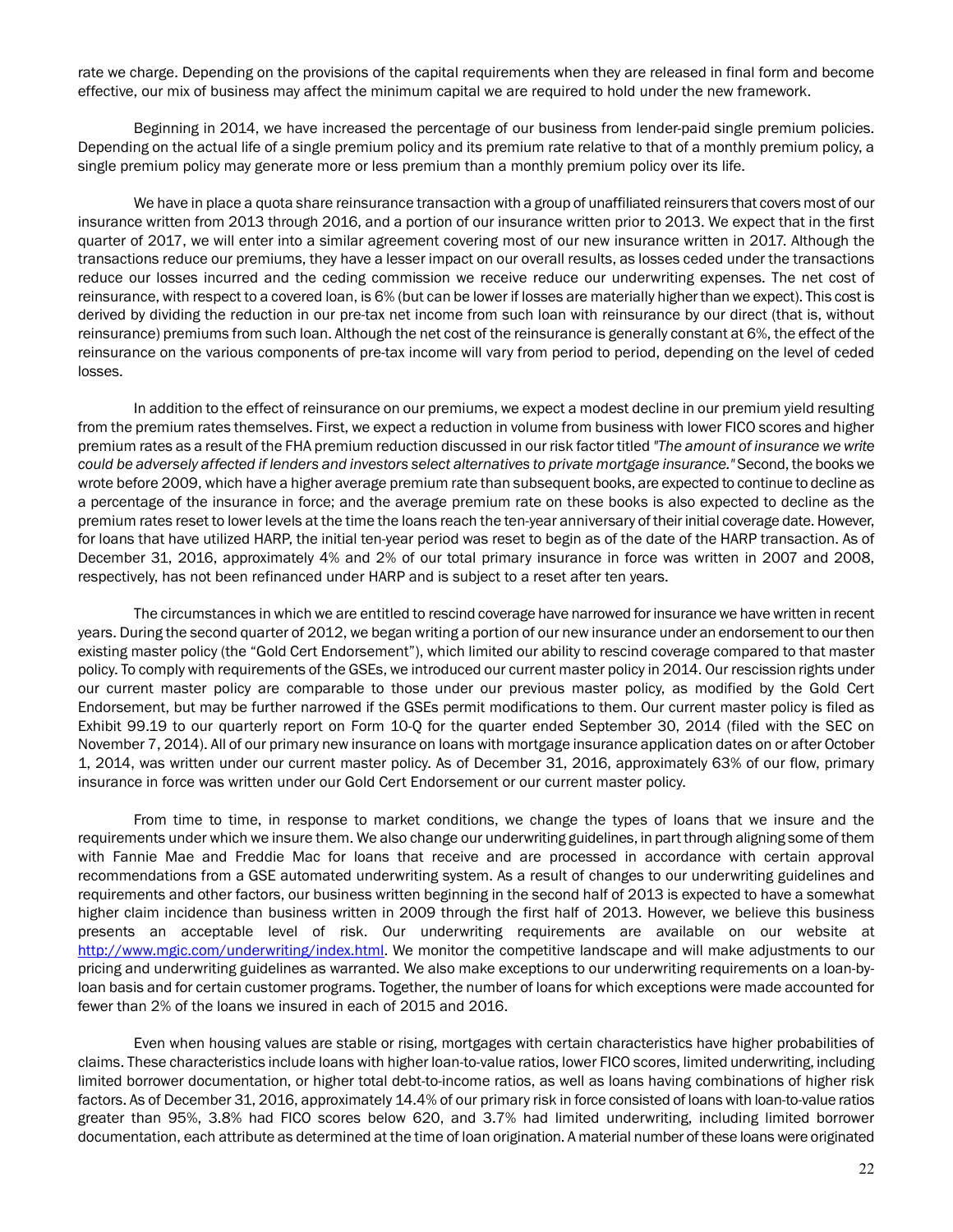rate we charge. Depending on the provisions of the capital requirements when they are released in final form and become effective, our mix of business may affect the minimum capital we are required to hold under the new framework.

Beginning in 2014, we have increased the percentage of our business from lender-paid single premium policies. Depending on the actual life of a single premium policy and its premium rate relative to that of a monthly premium policy, a single premium policy may generate more or less premium than a monthly premium policy over its life.

We have in place a quota share reinsurance transaction with a group of unaffiliated reinsurers that covers most of our insurance written from 2013 through 2016, and a portion of our insurance written prior to 2013. We expect that in the first quarter of 2017, we will enter into a similar agreement covering most of our new insurance written in 2017. Although the transactions reduce our premiums, they have a lesser impact on our overall results, as losses ceded under the transactions reduce our losses incurred and the ceding commission we receive reduce our underwriting expenses. The net cost of reinsurance, with respect to a covered loan, is 6% (but can be lower if losses are materially higher than we expect). This cost is derived by dividing the reduction in our pre-tax net income from such loan with reinsurance by our direct (that is, without reinsurance) premiums from such loan. Although the net cost of the reinsurance is generally constant at 6%, the effect of the reinsurance on the various components of pre-tax income will vary from period to period, depending on the level of ceded losses.

In addition to the effect of reinsurance on our premiums, we expect a modest decline in our premium yield resulting from the premium rates themselves. First, we expect a reduction in volume from business with lower FICO scores and higher premium rates as a result of the FHA premium reduction discussed in our risk factor titled *"The amount of insurance we write could be adversely affected if lenders and investors select alternatives to private mortgage insurance."* Second, the books we wrote before 2009, which have a higher average premium rate than subsequent books, are expected to continue to decline as a percentage of the insurance in force; and the average premium rate on these books is also expected to decline as the premium rates reset to lower levels at the time the loans reach the ten-year anniversary of their initial coverage date. However, for loans that have utilized HARP, the initial ten-year period was reset to begin as of the date of the HARP transaction. As of December 31, 2016, approximately 4% and 2% of our total primary insurance in force was written in 2007 and 2008, respectively, has not been refinanced under HARP and is subject to a reset after ten years.

The circumstances in which we are entitled to rescind coverage have narrowed for insurance we have written in recent years. During the second quarter of 2012, we began writing a portion of our new insurance under an endorsement to our then existing master policy (the "Gold Cert Endorsement"), which limited our ability to rescind coverage compared to that master policy. To comply with requirements of the GSEs, we introduced our current master policy in 2014. Our rescission rights under our current master policy are comparable to those under our previous master policy, as modified by the Gold Cert Endorsement, but may be further narrowed if the GSEs permit modifications to them. Our current master policy is filed as Exhibit 99.19 to our quarterly report on Form 10-Q for the quarter ended September 30, 2014 (filed with the SEC on November 7, 2014). All of our primary new insurance on loans with mortgage insurance application dates on or after October 1, 2014, was written under our current master policy. As of December 31, 2016, approximately 63% of our flow, primary insurance in force was written under our Gold Cert Endorsement or our current master policy.

From time to time, in response to market conditions, we change the types of loans that we insure and the requirements under which we insure them. We also change our underwriting guidelines, in part through aligning some of them with Fannie Mae and Freddie Mac for loans that receive and are processed in accordance with certain approval recommendations from a GSE automated underwriting system. As a result of changes to our underwriting guidelines and requirements and other factors, our business written beginning in the second half of 2013 is expected to have a somewhat higher claim incidence than business written in 2009 through the first half of 2013. However, we believe this business presents an acceptable level of risk. Our underwriting requirements are available on our website at [http://www.mgic.com/underwriting/index.html](http://www.mgic.com/underwriting/index.html). We monitor the competitive landscape and will make adjustments to our pricing and underwriting guidelines as warranted. We also make exceptions to our underwriting requirements on a loan-by-loan basis and for certain customer programs. Together, the number of loans for which exceptions were made accounted for fewer than 2% of the loans we insured in each of 2015 and 2016.

Even when housing values are stable or rising, mortgages with certain characteristics have higher probabilities of claims. These characteristics include loans with higher loan-to-value ratios, lower FICO scores, limited underwriting, including limited borrower documentation, or higher total debt-to-income ratios, as well as loans having combinations of higher risk factors. As of December 31, 2016, approximately 14.4% of our primary risk in force consisted of loans with loan-to-value ratios greater than 95%, 3.8% had FICO scores below 620, and 3.7% had limited underwriting, including limited borrower documentation, each attribute as determined at the time of loan origination. A material number of these loans were originated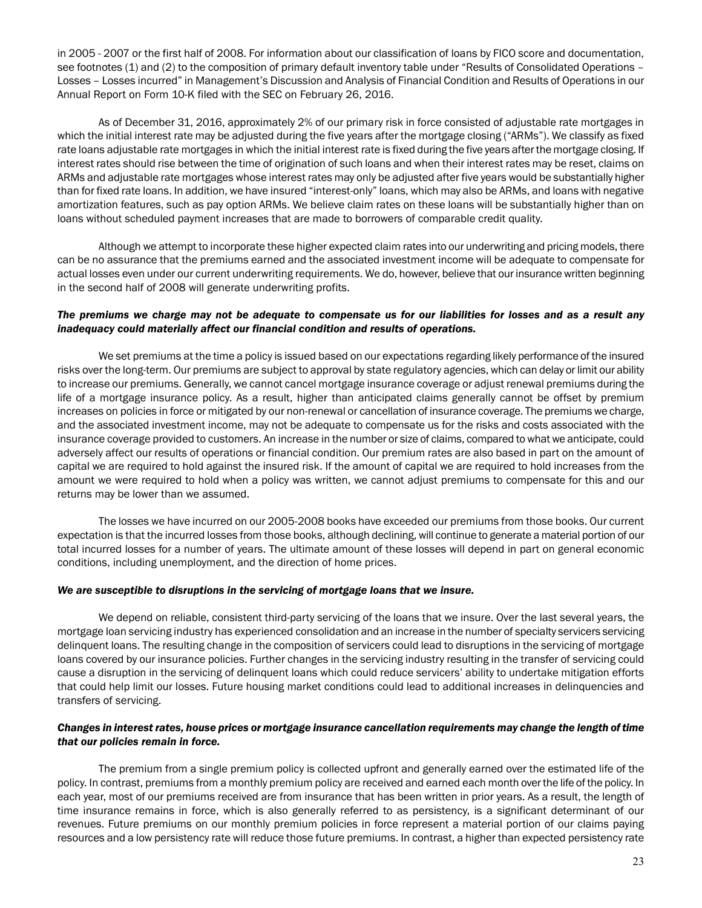in 2005 - 2007 or the first half of 2008. For information about our classification of loans by FICO score and documentation, see footnotes (1) and (2) to the composition of primary default inventory table under "Results of Consolidated Operations – Losses – Losses incurred" in Management's Discussion and Analysis of Financial Condition and Results of Operations in our Annual Report on Form 10-K filed with the SEC on February 26, 2016.

As of December 31, 2016, approximately 2% of our primary risk in force consisted of adjustable rate mortgages in which the initial interest rate may be adjusted during the five years after the mortgage closing ("ARMs"). We classify as fixed rate loans adjustable rate mortgages in which the initial interest rate is fixed during the five years after the mortgage closing. If interest rates should rise between the time of origination of such loans and when their interest rates may be reset, claims on ARMs and adjustable rate mortgages whose interest rates may only be adjusted after five years would be substantially higher than for fixed rate loans. In addition, we have insured "interest-only" loans, which may also be ARMs, and loans with negative amortization features, such as pay option ARMs. We believe claim rates on these loans will be substantially higher than on loans without scheduled payment increases that are made to borrowers of comparable credit quality.

Although we attempt to incorporate these higher expected claim rates into our underwriting and pricing models, there can be no assurance that the premiums earned and the associated investment income will be adequate to compensate for actual losses even under our current underwriting requirements. We do, however, believe that our insurance written beginning in the second half of 2008 will generate underwriting profits.

***The premiums we charge may not be adequate to compensate us for our liabilities for losses and as a result any inadequacy could materially affect our financial condition and results of operations.***

We set premiums at the time a policy is issued based on our expectations regarding likely performance of the insured risks over the long-term. Our premiums are subject to approval by state regulatory agencies, which can delay or limit our ability to increase our premiums. Generally, we cannot cancel mortgage insurance coverage or adjust renewal premiums during the life of a mortgage insurance policy. As a result, higher than anticipated claims generally cannot be offset by premium increases on policies in force or mitigated by our non-renewal or cancellation of insurance coverage. The premiums we charge, and the associated investment income, may not be adequate to compensate us for the risks and costs associated with the insurance coverage provided to customers. An increase in the number or size of claims, compared to what we anticipate, could adversely affect our results of operations or financial condition. Our premium rates are also based in part on the amount of capital we are required to hold against the insured risk. If the amount of capital we are required to hold increases from the amount we were required to hold when a policy was written, we cannot adjust premiums to compensate for this and our returns may be lower than we assumed.

The losses we have incurred on our 2005-2008 books have exceeded our premiums from those books. Our current expectation is that the incurred losses from those books, although declining, will continue to generate a material portion of our total incurred losses for a number of years. The ultimate amount of these losses will depend in part on general economic conditions, including unemployment, and the direction of home prices.

***We are susceptible to disruptions in the servicing of mortgage loans that we insure.***

We depend on reliable, consistent third-party servicing of the loans that we insure. Over the last several years, the mortgage loan servicing industry has experienced consolidation and an increase in the number of specialty servicers servicing delinquent loans. The resulting change in the composition of servicers could lead to disruptions in the servicing of mortgage loans covered by our insurance policies. Further changes in the servicing industry resulting in the transfer of servicing could cause a disruption in the servicing of delinquent loans which could reduce servicers' ability to undertake mitigation efforts that could help limit our losses. Future housing market conditions could lead to additional increases in delinquencies and transfers of servicing.

***Changes in interest rates, house prices or mortgage insurance cancellation requirements may change the length of time that our policies remain in force.***

The premium from a single premium policy is collected upfront and generally earned over the estimated life of the policy. In contrast, premiums from a monthly premium policy are received and earned each month over the life of the policy. In each year, most of our premiums received are from insurance that has been written in prior years. As a result, the length of time insurance remains in force, which is also generally referred to as persistency, is a significant determinant of our revenues. Future premiums on our monthly premium policies in force represent a material portion of our claims paying resources and a low persistency rate will reduce those future premiums. In contrast, a higher than expected persistency rate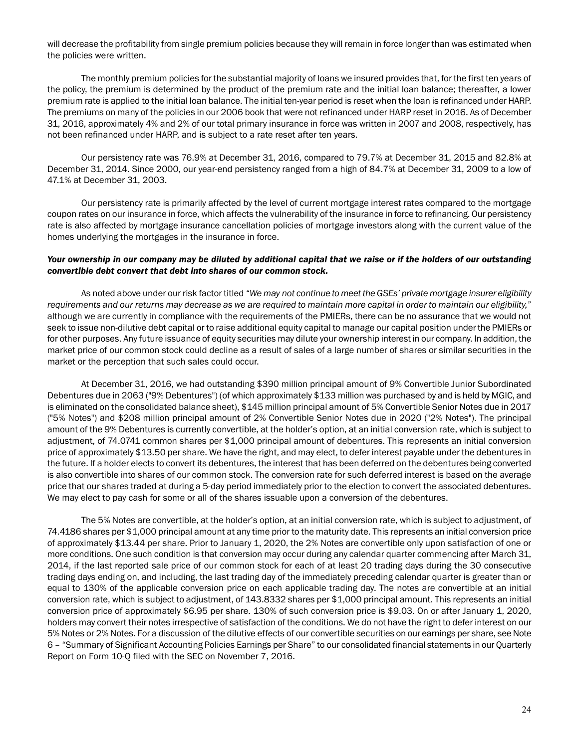will decrease the profitability from single premium policies because they will remain in force longer than was estimated when the policies were written.

The monthly premium policies for the substantial majority of loans we insured provides that, for the first ten years of the policy, the premium is determined by the product of the premium rate and the initial loan balance; thereafter, a lower premium rate is applied to the initial loan balance. The initial ten-year period is reset when the loan is refinanced under HARP. The premiums on many of the policies in our 2006 book that were not refinanced under HARP reset in 2016. As of December 31, 2016, approximately 4% and 2% of our total primary insurance in force was written in 2007 and 2008, respectively, has not been refinanced under HARP, and is subject to a rate reset after ten years.

Our persistency rate was 76.9% at December 31, 2016, compared to 79.7% at December 31, 2015 and 82.8% at December 31, 2014. Since 2000, our year-end persistency ranged from a high of 84.7% at December 31, 2009 to a low of 47.1% at December 31, 2003.

Our persistency rate is primarily affected by the level of current mortgage interest rates compared to the mortgage coupon rates on our insurance in force, which affects the vulnerability of the insurance in force to refinancing. Our persistency rate is also affected by mortgage insurance cancellation policies of mortgage investors along with the current value of the homes underlying the mortgages in the insurance in force.

***Your ownership in our company may be diluted by additional capital that we raise or if the holders of our outstanding convertible debt convert that debt into shares of our common stock.***

As noted above under our risk factor titled *"We may not continue to meet the GSEs' private mortgage insurer eligibility requirements and our returns may decrease as we are required to maintain more capital in order to maintain our eligibility,"* although we are currently in compliance with the requirements of the PMIERs, there can be no assurance that we would not seek to issue non-dilutive debt capital or to raise additional equity capital to manage our capital position under the PMIERs or for other purposes. Any future issuance of equity securities may dilute your ownership interest in our company. In addition, the market price of our common stock could decline as a result of sales of a large number of shares or similar securities in the market or the perception that such sales could occur.

At December 31, 2016, we had outstanding $390 million principal amount of 9% Convertible Junior Subordinated Debentures due in 2063 ("9% Debentures") (of which approximately $133 million was purchased by and is held by MGIC, and is eliminated on the consolidated balance sheet), $145 million principal amount of 5% Convertible Senior Notes due in 2017 ("5% Notes") and $208 million principal amount of 2% Convertible Senior Notes due in 2020 ("2% Notes"). The principal amount of the 9% Debentures is currently convertible, at the holder's option, at an initial conversion rate, which is subject to adjustment, of 74.0741 common shares per $1,000 principal amount of debentures. This represents an initial conversion price of approximately $13.50 per share. We have the right, and may elect, to defer interest payable under the debentures in the future. If a holder elects to convert its debentures, the interest that has been deferred on the debentures being converted is also convertible into shares of our common stock. The conversion rate for such deferred interest is based on the average price that our shares traded at during a 5-day period immediately prior to the election to convert the associated debentures. We may elect to pay cash for some or all of the shares issuable upon a conversion of the debentures.

The 5% Notes are convertible, at the holder's option, at an initial conversion rate, which is subject to adjustment, of 74.4186 shares per $1,000 principal amount at any time prior to the maturity date. This represents an initial conversion price of approximately $13.44 per share. Prior to January 1, 2020, the 2% Notes are convertible only upon satisfaction of one or more conditions. One such condition is that conversion may occur during any calendar quarter commencing after March 31, 2014, if the last reported sale price of our common stock for each of at least 20 trading days during the 30 consecutive trading days ending on, and including, the last trading day of the immediately preceding calendar quarter is greater than or equal to 130% of the applicable conversion price on each applicable trading day. The notes are convertible at an initial conversion rate, which is subject to adjustment, of 143.8332 shares per $1,000 principal amount. This represents an initial conversion price of approximately $6.95 per share. 130% of such conversion price is $9.03. On or after January 1, 2020, holders may convert their notes irrespective of satisfaction of the conditions. We do not have the right to defer interest on our 5% Notes or 2% Notes. For a discussion of the dilutive effects of our convertible securities on our earnings per share, see Note 6 – "Summary of Significant Accounting Policies Earnings per Share" to our consolidated financial statements in our Quarterly Report on Form 10-Q filed with the SEC on November 7, 2016.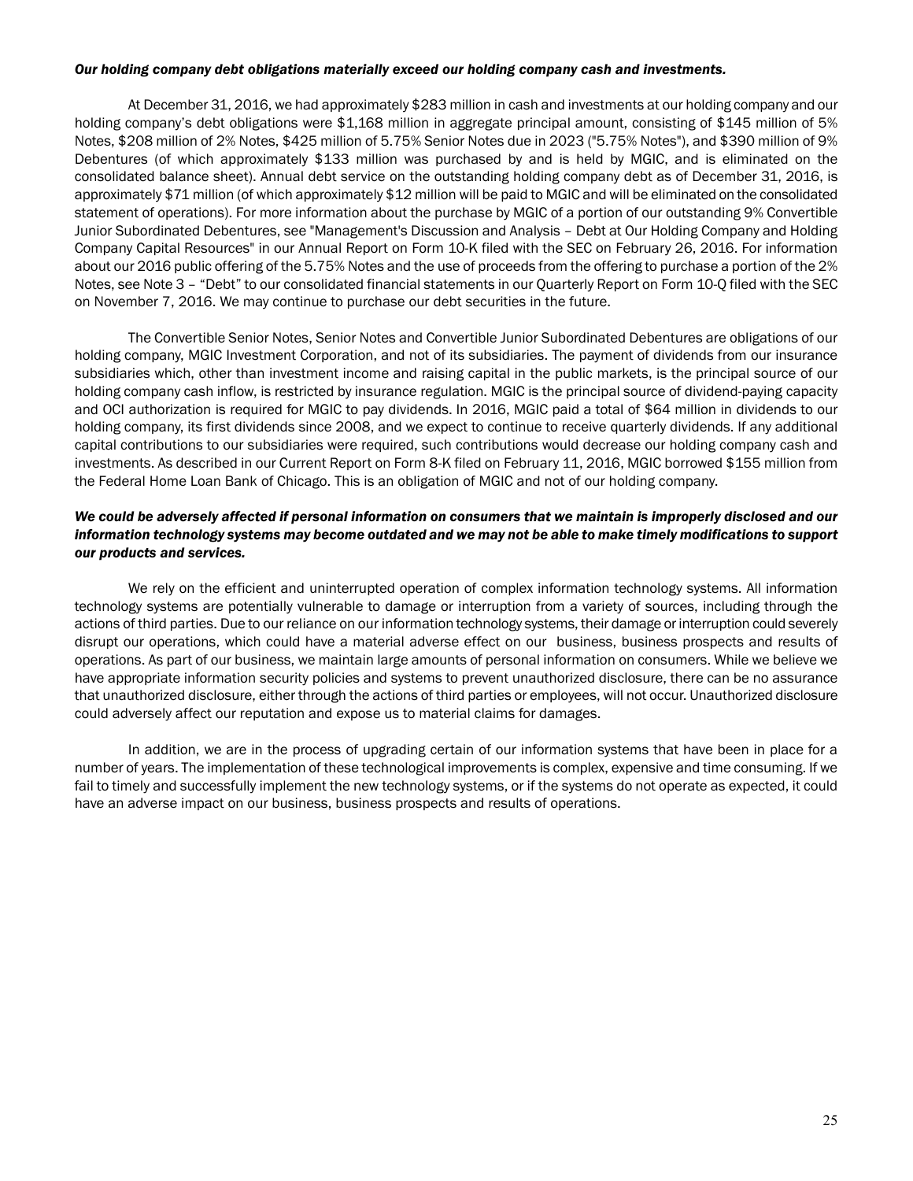***Our holding company debt obligations materially exceed our holding company cash and investments.***

At December 31, 2016, we had approximately $283 million in cash and investments at our holding company and our holding company's debt obligations were $1,168 million in aggregate principal amount, consisting of $145 million of 5% Notes, $208 million of 2% Notes, $425 million of 5.75% Senior Notes due in 2023 ("5.75% Notes"), and $390 million of 9% Debentures (of which approximately $133 million was purchased by and is held by MGIC, and is eliminated on the consolidated balance sheet). Annual debt service on the outstanding holding company debt as of December 31, 2016, is approximately $71 million (of which approximately $12 million will be paid to MGIC and will be eliminated on the consolidated statement of operations). For more information about the purchase by MGIC of a portion of our outstanding 9% Convertible Junior Subordinated Debentures, see "Management's Discussion and Analysis – Debt at Our Holding Company and Holding Company Capital Resources" in our Annual Report on Form 10-K filed with the SEC on February 26, 2016. For information about our 2016 public offering of the 5.75% Notes and the use of proceeds from the offering to purchase a portion of the 2% Notes, see Note 3 – "Debt" to our consolidated financial statements in our Quarterly Report on Form 10-Q filed with the SEC on November 7, 2016. We may continue to purchase our debt securities in the future.

The Convertible Senior Notes, Senior Notes and Convertible Junior Subordinated Debentures are obligations of our holding company, MGIC Investment Corporation, and not of its subsidiaries. The payment of dividends from our insurance subsidiaries which, other than investment income and raising capital in the public markets, is the principal source of our holding company cash inflow, is restricted by insurance regulation. MGIC is the principal source of dividend-paying capacity and OCI authorization is required for MGIC to pay dividends. In 2016, MGIC paid a total of $64 million in dividends to our holding company, its first dividends since 2008, and we expect to continue to receive quarterly dividends. If any additional capital contributions to our subsidiaries were required, such contributions would decrease our holding company cash and investments. As described in our Current Report on Form 8-K filed on February 11, 2016, MGIC borrowed $155 million from the Federal Home Loan Bank of Chicago. This is an obligation of MGIC and not of our holding company.

***We could be adversely affected if personal information on consumers that we maintain is improperly disclosed and our information technology systems may become outdated and we may not be able to make timely modifications to support our products and services.***

We rely on the efficient and uninterrupted operation of complex information technology systems. All information technology systems are potentially vulnerable to damage or interruption from a variety of sources, including through the actions of third parties. Due to our reliance on our information technology systems, their damage or interruption could severely disrupt our operations, which could have a material adverse effect on our business, business prospects and results of operations. As part of our business, we maintain large amounts of personal information on consumers. While we believe we have appropriate information security policies and systems to prevent unauthorized disclosure, there can be no assurance that unauthorized disclosure, either through the actions of third parties or employees, will not occur. Unauthorized disclosure could adversely affect our reputation and expose us to material claims for damages.

In addition, we are in the process of upgrading certain of our information systems that have been in place for a number of years. The implementation of these technological improvements is complex, expensive and time consuming. If we fail to timely and successfully implement the new technology systems, or if the systems do not operate as expected, it could have an adverse impact on our business, business prospects and results of operations.